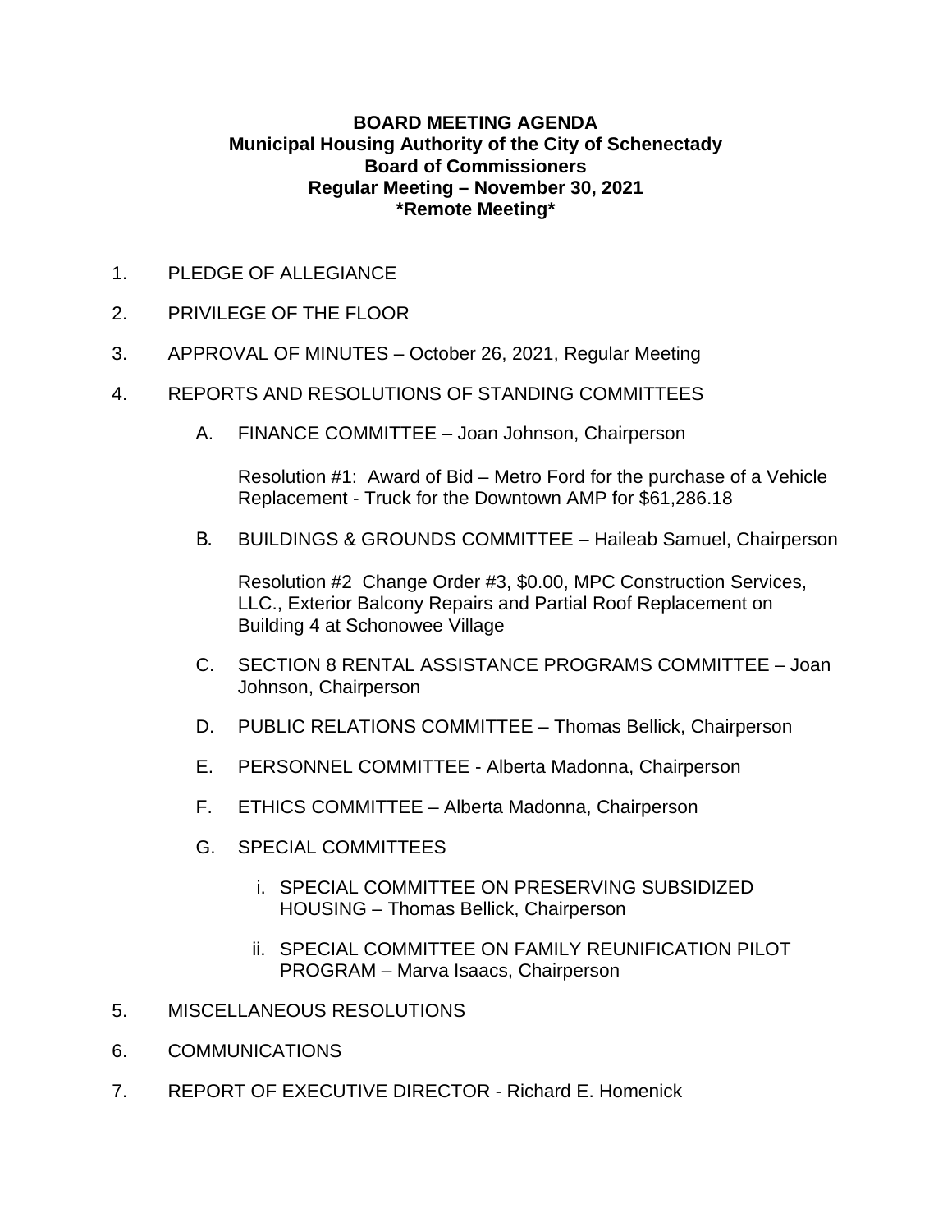**BOARD MEETING AGENDA**
**Municipal Housing Authority of the City of Schenectady**
**Board of Commissioners**
**Regular Meeting – November 30, 2021**
***Remote Meeting***

1. PLEDGE OF ALLEGIANCE

2. PRIVILEGE OF THE FLOOR

3. APPROVAL OF MINUTES – October 26, 2021, Regular Meeting

4. REPORTS AND RESOLUTIONS OF STANDING COMMITTEES

   A. FINANCE COMMITTEE – Joan Johnson, Chairperson

      Resolution #1: Award of Bid – Metro Ford for the purchase of a Vehicle Replacement - Truck for the Downtown AMP for $61,286.18

   B. BUILDINGS & GROUNDS COMMITTEE – Haileab Samuel, Chairperson

      Resolution #2 Change Order #3, $0.00, MPC Construction Services, LLC., Exterior Balcony Repairs and Partial Roof Replacement on Building 4 at Schonowee Village

   C. SECTION 8 RENTAL ASSISTANCE PROGRAMS COMMITTEE – Joan Johnson, Chairperson

   D. PUBLIC RELATIONS COMMITTEE – Thomas Bellick, Chairperson

   E. PERSONNEL COMMITTEE - Alberta Madonna, Chairperson

   F. ETHICS COMMITTEE – Alberta Madonna, Chairperson

   G. SPECIAL COMMITTEES

      i. SPECIAL COMMITTEE ON PRESERVING SUBSIDIZED HOUSING – Thomas Bellick, Chairperson

      ii. SPECIAL COMMITTEE ON FAMILY REUNIFICATION PILOT PROGRAM – Marva Isaacs, Chairperson

5. MISCELLANEOUS RESOLUTIONS

6. COMMUNICATIONS

7. REPORT OF EXECUTIVE DIRECTOR - Richard E. Homenick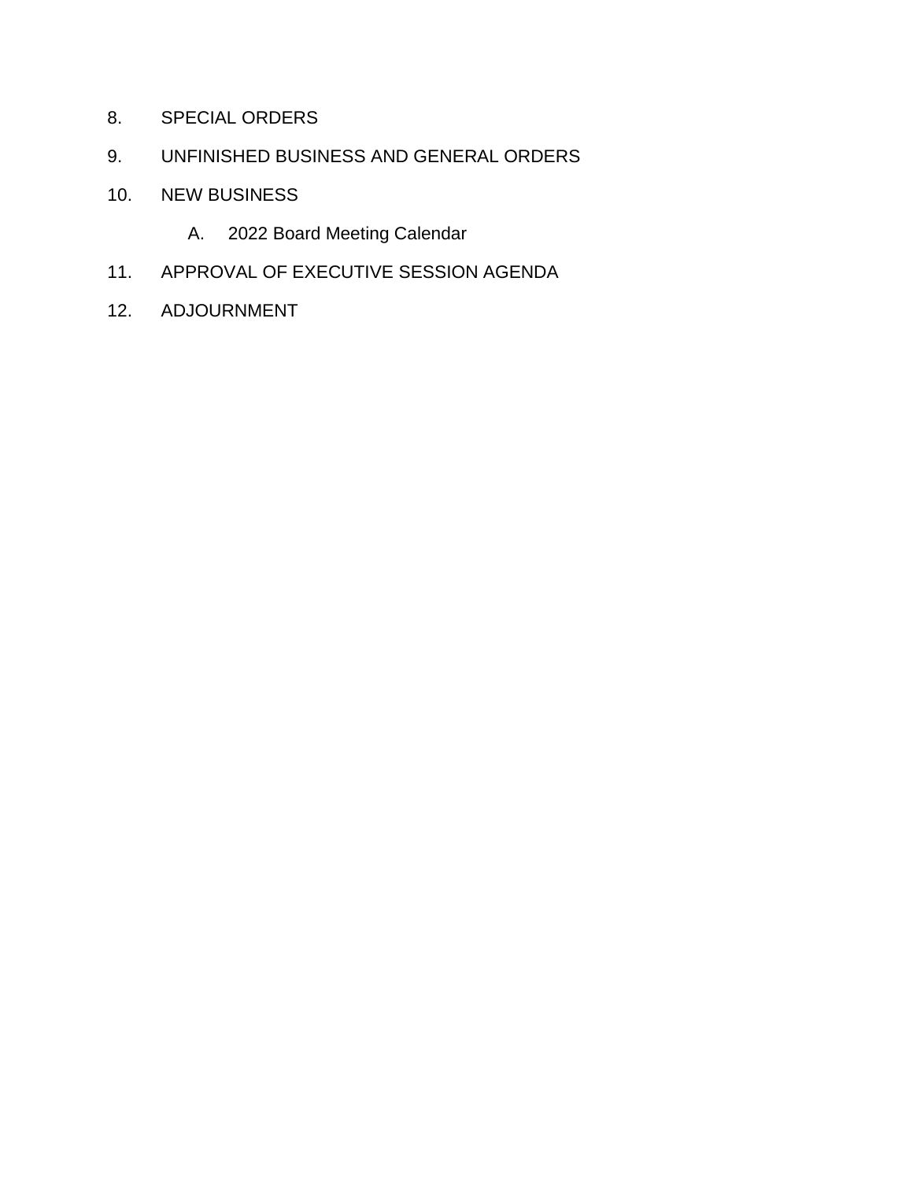8. SPECIAL ORDERS

9. UNFINISHED BUSINESS AND GENERAL ORDERS

10. NEW BUSINESS

    A. 2022 Board Meeting Calendar

11. APPROVAL OF EXECUTIVE SESSION AGENDA

12. ADJOURNMENT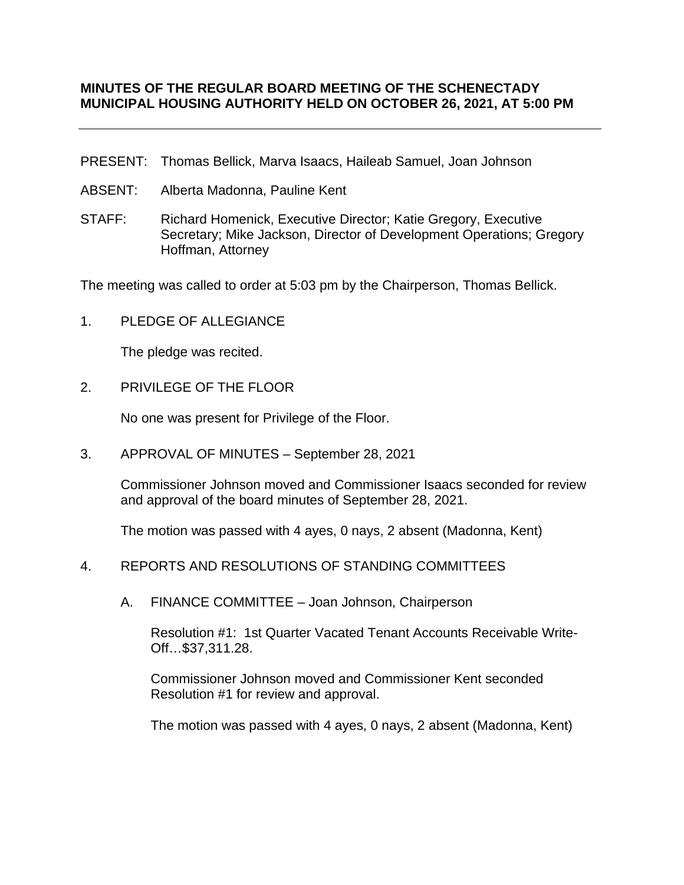**MINUTES OF THE REGULAR BOARD MEETING OF THE SCHENECTADY MUNICIPAL HOUSING AUTHORITY HELD ON OCTOBER 26, 2021, AT 5:00 PM**

---

PRESENT: Thomas Bellick, Marva Isaacs, Haileab Samuel, Joan Johnson

ABSENT: Alberta Madonna, Pauline Kent

STAFF: Richard Homenick, Executive Director; Katie Gregory, Executive Secretary; Mike Jackson, Director of Development Operations; Gregory Hoffman, Attorney

The meeting was called to order at 5:03 pm by the Chairperson, Thomas Bellick.

1. PLEDGE OF ALLEGIANCE

   The pledge was recited.

2. PRIVILEGE OF THE FLOOR

   No one was present for Privilege of the Floor.

3. APPROVAL OF MINUTES – September 28, 2021

   Commissioner Johnson moved and Commissioner Isaacs seconded for review and approval of the board minutes of September 28, 2021.

   The motion was passed with 4 ayes, 0 nays, 2 absent (Madonna, Kent)

4. REPORTS AND RESOLUTIONS OF STANDING COMMITTEES

   A. FINANCE COMMITTEE – Joan Johnson, Chairperson

      Resolution #1: 1st Quarter Vacated Tenant Accounts Receivable Write-Off…$37,311.28.

      Commissioner Johnson moved and Commissioner Kent seconded Resolution #1 for review and approval.

      The motion was passed with 4 ayes, 0 nays, 2 absent (Madonna, Kent)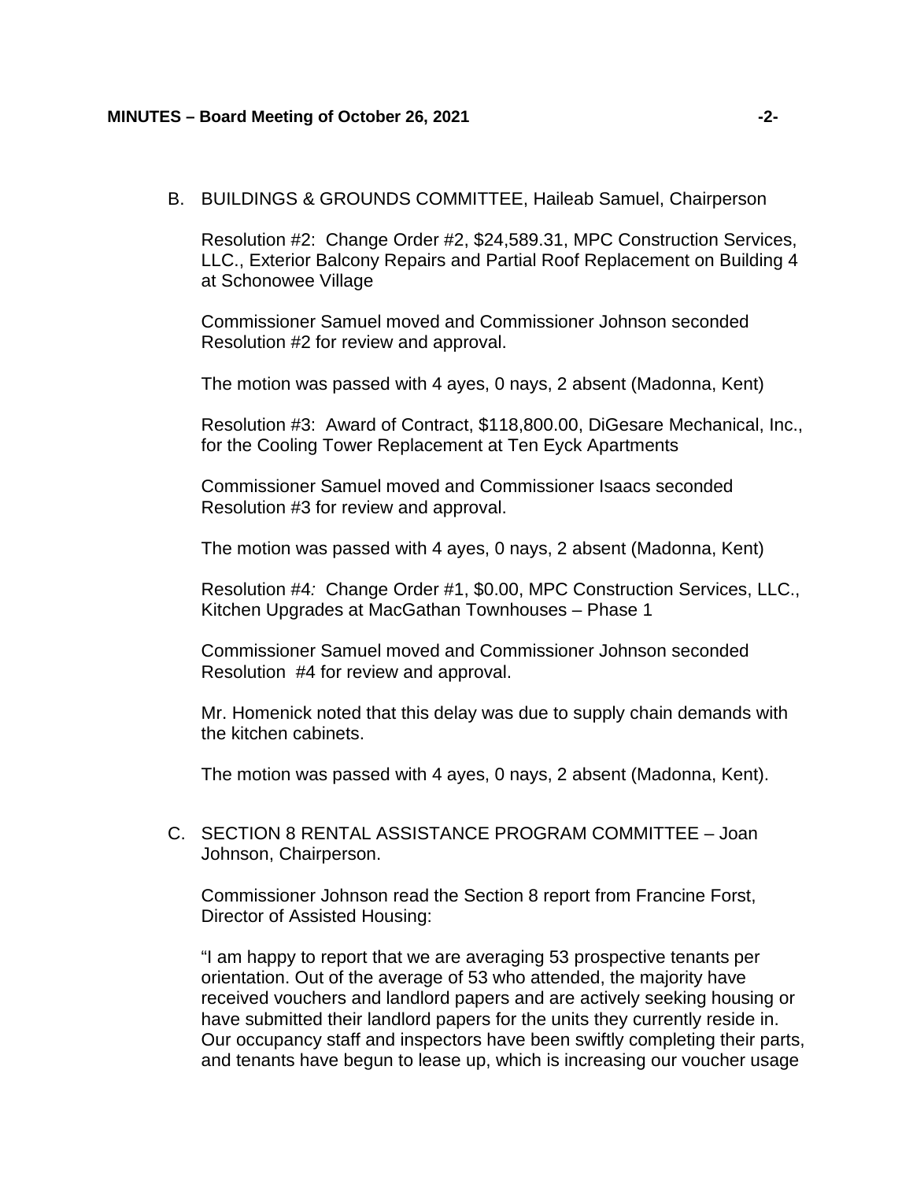B. BUILDINGS & GROUNDS COMMITTEE, Haileab Samuel, Chairperson

Resolution #2: Change Order #2, $24,589.31, MPC Construction Services, LLC., Exterior Balcony Repairs and Partial Roof Replacement on Building 4 at Schonowee Village

Commissioner Samuel moved and Commissioner Johnson seconded Resolution #2 for review and approval.

The motion was passed with 4 ayes, 0 nays, 2 absent (Madonna, Kent)

Resolution #3: Award of Contract, $118,800.00, DiGesare Mechanical, Inc., for the Cooling Tower Replacement at Ten Eyck Apartments

Commissioner Samuel moved and Commissioner Isaacs seconded Resolution #3 for review and approval.

The motion was passed with 4 ayes, 0 nays, 2 absent (Madonna, Kent)

Resolution #4*:* Change Order #1, $0.00, MPC Construction Services, LLC., Kitchen Upgrades at MacGathan Townhouses – Phase 1

Commissioner Samuel moved and Commissioner Johnson seconded Resolution #4 for review and approval.

Mr. Homenick noted that this delay was due to supply chain demands with the kitchen cabinets.

The motion was passed with 4 ayes, 0 nays, 2 absent (Madonna, Kent).

C. SECTION 8 RENTAL ASSISTANCE PROGRAM COMMITTEE – Joan Johnson, Chairperson.

Commissioner Johnson read the Section 8 report from Francine Forst, Director of Assisted Housing:

"I am happy to report that we are averaging 53 prospective tenants per orientation. Out of the average of 53 who attended, the majority have received vouchers and landlord papers and are actively seeking housing or have submitted their landlord papers for the units they currently reside in. Our occupancy staff and inspectors have been swiftly completing their parts, and tenants have begun to lease up, which is increasing our voucher usage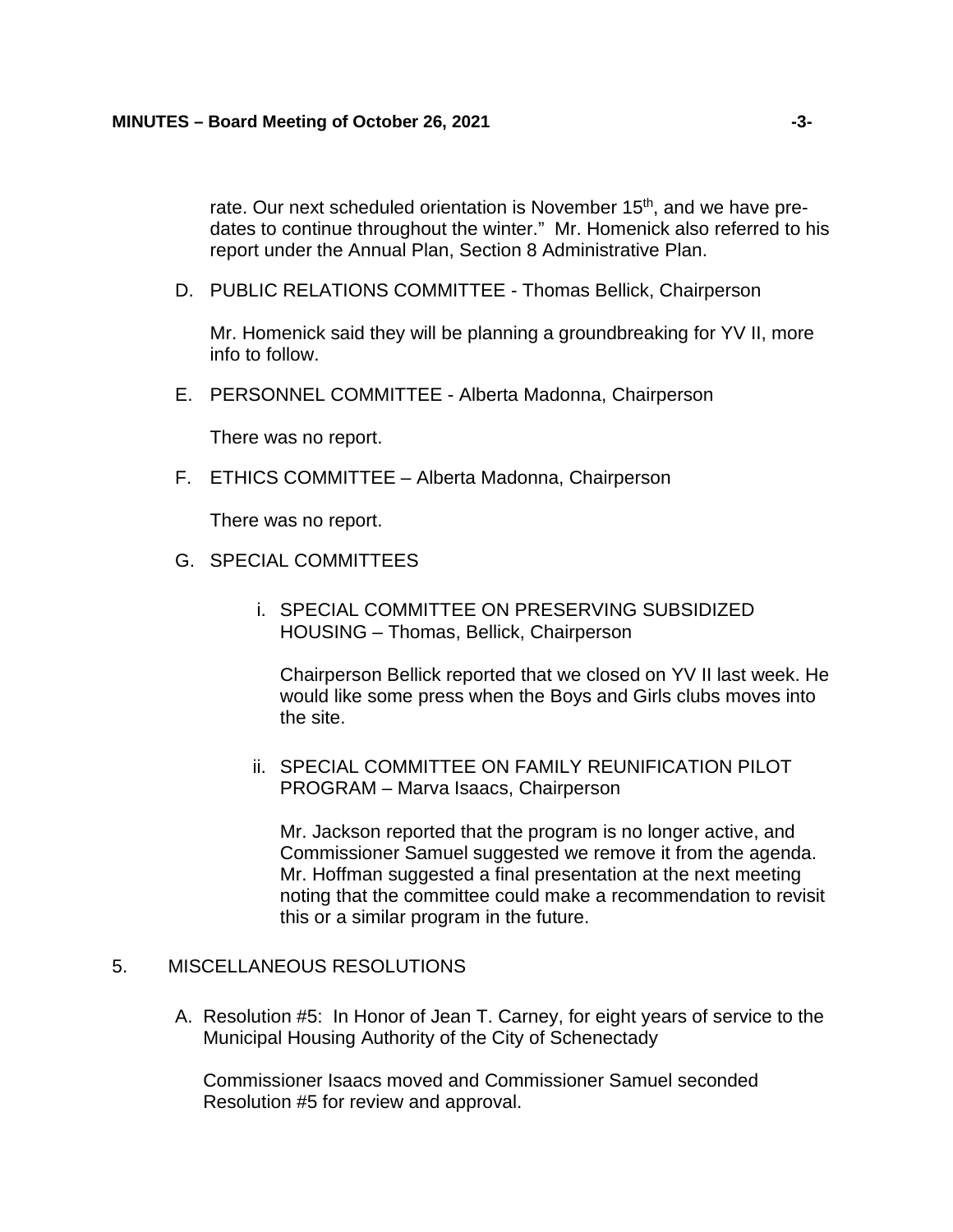rate. Our next scheduled orientation is November 15th, and we have pre-dates to continue throughout the winter." Mr. Homenick also referred to his report under the Annual Plan, Section 8 Administrative Plan.

D. PUBLIC RELATIONS COMMITTEE - Thomas Bellick, Chairperson

Mr. Homenick said they will be planning a groundbreaking for YV II, more info to follow.

E. PERSONNEL COMMITTEE - Alberta Madonna, Chairperson

There was no report.

F. ETHICS COMMITTEE – Alberta Madonna, Chairperson

There was no report.

G. SPECIAL COMMITTEES

i. SPECIAL COMMITTEE ON PRESERVING SUBSIDIZED HOUSING – Thomas, Bellick, Chairperson

Chairperson Bellick reported that we closed on YV II last week. He would like some press when the Boys and Girls clubs moves into the site.

ii. SPECIAL COMMITTEE ON FAMILY REUNIFICATION PILOT PROGRAM – Marva Isaacs, Chairperson

Mr. Jackson reported that the program is no longer active, and Commissioner Samuel suggested we remove it from the agenda. Mr. Hoffman suggested a final presentation at the next meeting noting that the committee could make a recommendation to revisit this or a similar program in the future.

5. MISCELLANEOUS RESOLUTIONS

A. Resolution #5: In Honor of Jean T. Carney, for eight years of service to the Municipal Housing Authority of the City of Schenectady

Commissioner Isaacs moved and Commissioner Samuel seconded Resolution #5 for review and approval.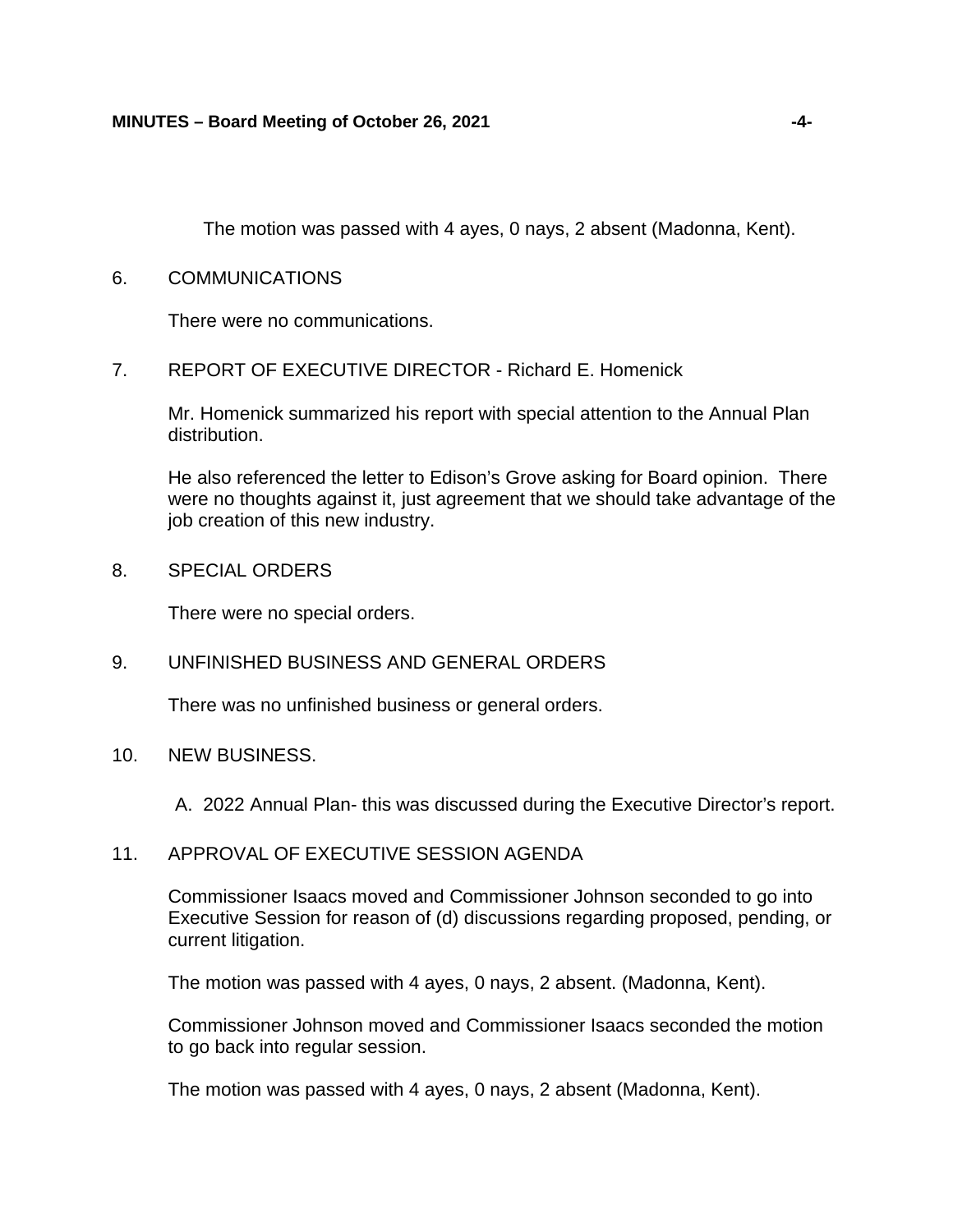The motion was passed with 4 ayes, 0 nays, 2 absent (Madonna, Kent).

6. COMMUNICATIONS

   There were no communications.

7. REPORT OF EXECUTIVE DIRECTOR - Richard E. Homenick

   Mr. Homenick summarized his report with special attention to the Annual Plan distribution.

   He also referenced the letter to Edison's Grove asking for Board opinion. There were no thoughts against it, just agreement that we should take advantage of the job creation of this new industry.

8. SPECIAL ORDERS

   There were no special orders.

9. UNFINISHED BUSINESS AND GENERAL ORDERS

   There was no unfinished business or general orders.

10. NEW BUSINESS.

    A. 2022 Annual Plan- this was discussed during the Executive Director's report.

11. APPROVAL OF EXECUTIVE SESSION AGENDA

    Commissioner Isaacs moved and Commissioner Johnson seconded to go into Executive Session for reason of (d) discussions regarding proposed, pending, or current litigation.

    The motion was passed with 4 ayes, 0 nays, 2 absent. (Madonna, Kent).

    Commissioner Johnson moved and Commissioner Isaacs seconded the motion to go back into regular session.

    The motion was passed with 4 ayes, 0 nays, 2 absent (Madonna, Kent).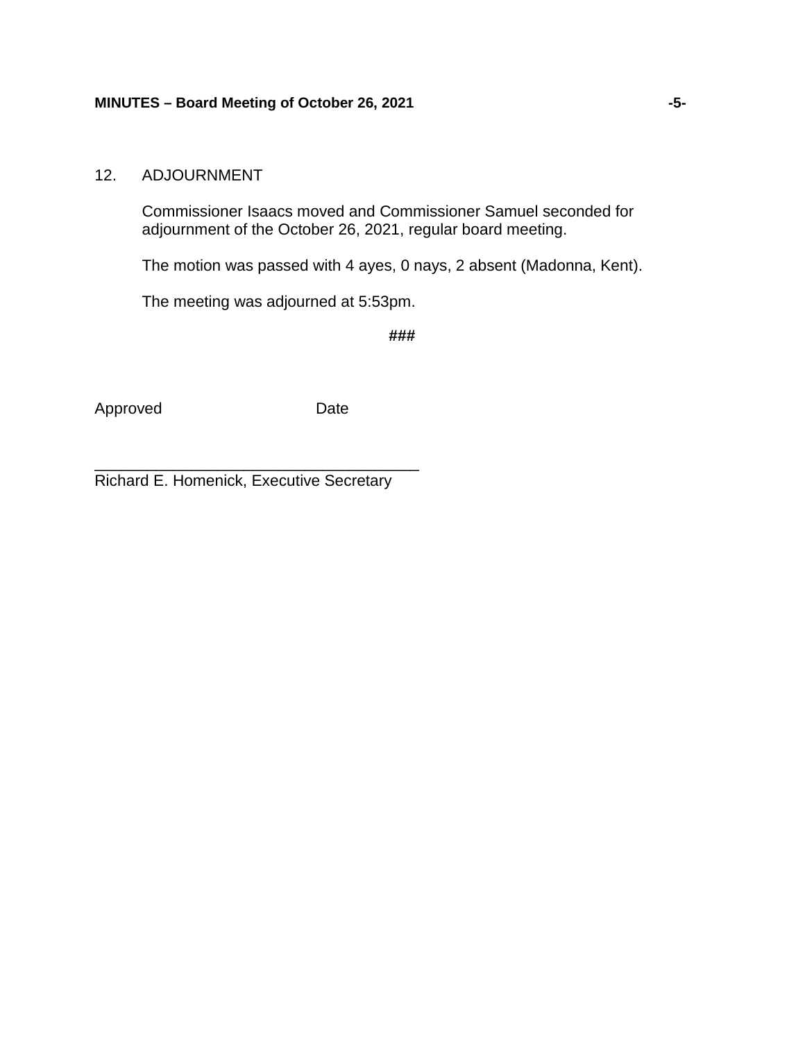12. ADJOURNMENT

Commissioner Isaacs moved and Commissioner Samuel seconded for adjournment of the October 26, 2021, regular board meeting.

The motion was passed with 4 ayes, 0 nays, 2 absent (Madonna, Kent).

The meeting was adjourned at 5:53pm.

###

Approved Date

_____________________________________
Richard E. Homenick, Executive Secretary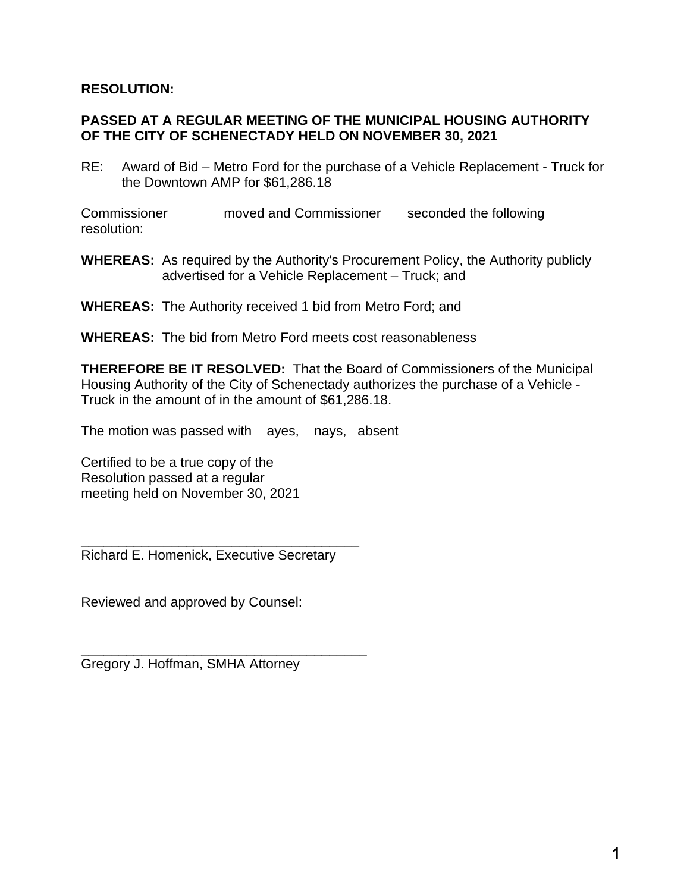**RESOLUTION:**

**PASSED AT A REGULAR MEETING OF THE MUNICIPAL HOUSING AUTHORITY OF THE CITY OF SCHENECTADY HELD ON NOVEMBER 30, 2021**

RE: Award of Bid – Metro Ford for the purchase of a Vehicle Replacement - Truck for the Downtown AMP for $61,286.18

Commissioner moved and Commissioner seconded the following resolution:

**WHEREAS:** As required by the Authority's Procurement Policy, the Authority publicly advertised for a Vehicle Replacement – Truck; and

**WHEREAS:** The Authority received 1 bid from Metro Ford; and

**WHEREAS:** The bid from Metro Ford meets cost reasonableness

**THEREFORE BE IT RESOLVED:** That the Board of Commissioners of the Municipal Housing Authority of the City of Schenectady authorizes the purchase of a Vehicle - Truck in the amount of in the amount of $61,286.18.

The motion was passed with ayes, nays, absent

Certified to be a true copy of the
Resolution passed at a regular
meeting held on November 30, 2021

_______________________________________
Richard E. Homenick, Executive Secretary

Reviewed and approved by Counsel:

_______________________________________
Gregory J. Hoffman, SMHA Attorney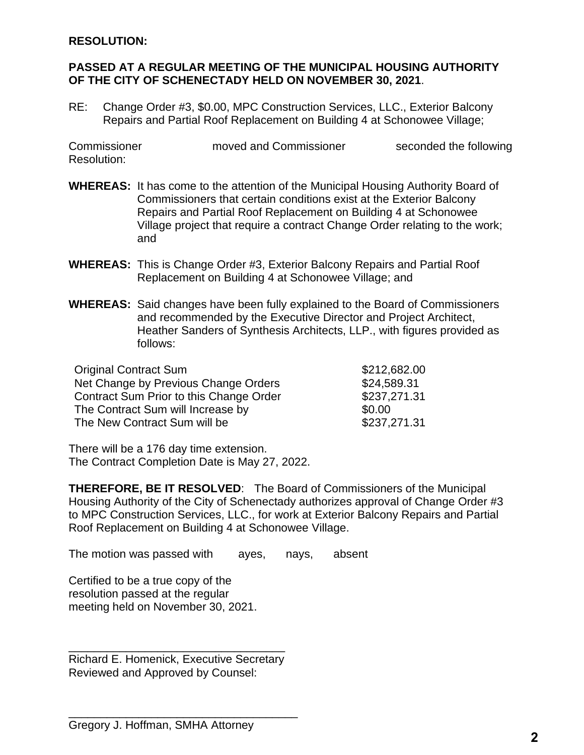**RESOLUTION:**

**PASSED AT A REGULAR MEETING OF THE MUNICIPAL HOUSING AUTHORITY OF THE CITY OF SCHENECTADY HELD ON NOVEMBER 30, 2021**.

RE: Change Order #3, $0.00, MPC Construction Services, LLC., Exterior Balcony Repairs and Partial Roof Replacement on Building 4 at Schonowee Village;

Commissioner moved and Commissioner seconded the following Resolution:

**WHEREAS:** It has come to the attention of the Municipal Housing Authority Board of Commissioners that certain conditions exist at the Exterior Balcony Repairs and Partial Roof Replacement on Building 4 at Schonowee Village project that require a contract Change Order relating to the work; and

**WHEREAS:** This is Change Order #3, Exterior Balcony Repairs and Partial Roof Replacement on Building 4 at Schonowee Village; and

**WHEREAS:** Said changes have been fully explained to the Board of Commissioners and recommended by the Executive Director and Project Architect, Heather Sanders of Synthesis Architects, LLP., with figures provided as follows:

| | |
|---|---|
| Original Contract Sum | $212,682.00 |
| Net Change by Previous Change Orders | $24,589.31 |
| Contract Sum Prior to this Change Order | $237,271.31 |
| The Contract Sum will Increase by | $0.00 |
| The New Contract Sum will be | $237,271.31 |

There will be a 176 day time extension.
The Contract Completion Date is May 27, 2022.

**THEREFORE, BE IT RESOLVED**: The Board of Commissioners of the Municipal Housing Authority of the City of Schenectady authorizes approval of Change Order #3 to MPC Construction Services, LLC., for work at Exterior Balcony Repairs and Partial Roof Replacement on Building 4 at Schonowee Village.

The motion was passed with ayes, nays, absent

Certified to be a true copy of the resolution passed at the regular meeting held on November 30, 2021.

___________________________________
Richard E. Homenick, Executive Secretary
Reviewed and Approved by Counsel:

___________________________________
Gregory J. Hoffman, SMHA Attorney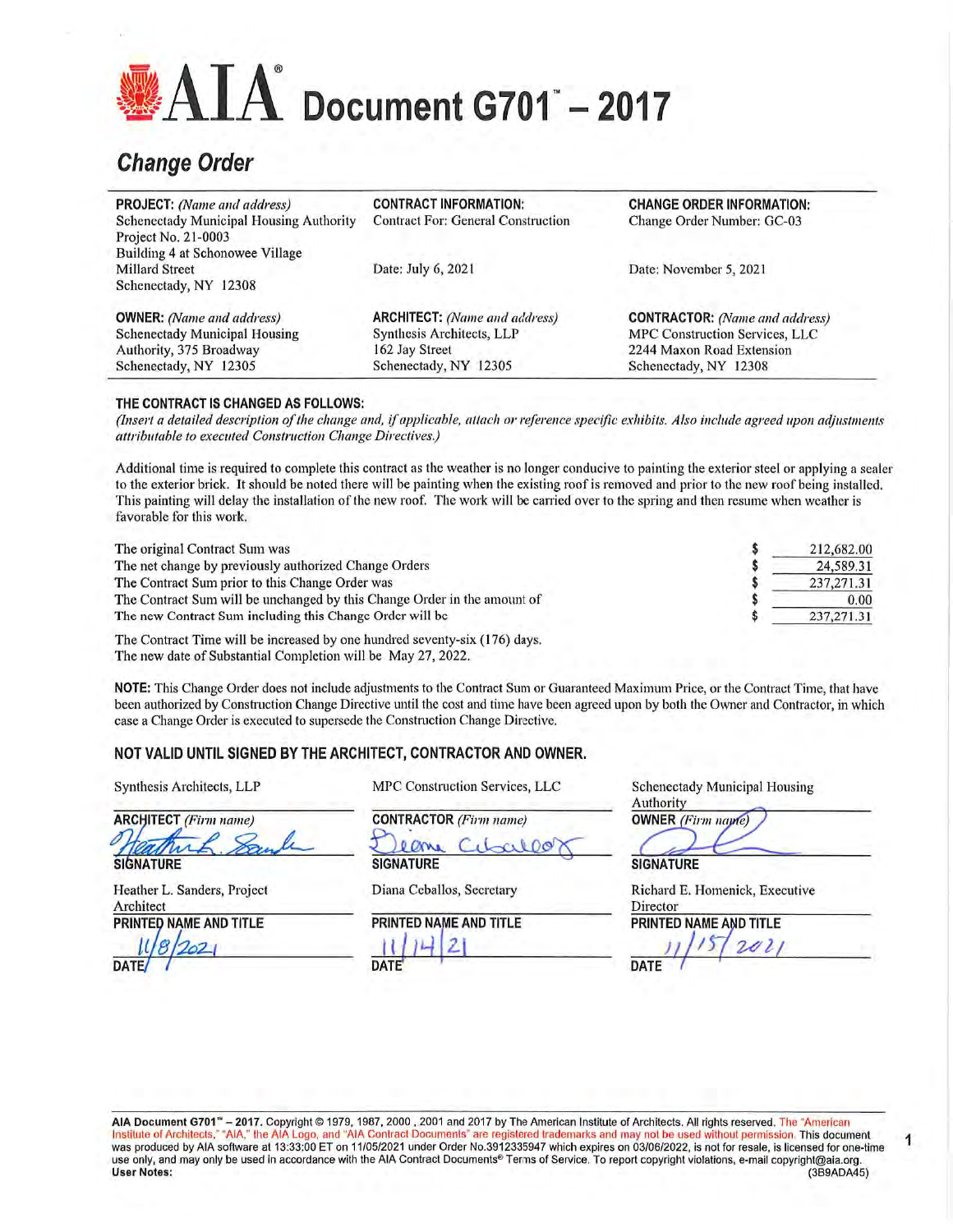# AIA Document G701™ – 2017

## Change Order

| PROJECT: *(Name and address)* | CONTRACT INFORMATION: | CHANGE ORDER INFORMATION: |
|---|---|---|
| Schenectady Municipal Housing Authority<br>Project No. 21-0003<br>Building 4 at Schonowee Village<br>Millard Street<br>Schenectady, NY 12308 | Contract For: General Construction<br><br>Date: July 6, 2021 | Change Order Number: GC-03<br><br>Date: November 5, 2021 |
| **OWNER:** *(Name and address)* | **ARCHITECT:** *(Name and address)* | **CONTRACTOR:** *(Name and address)* |
| Schenectady Municipal Housing Authority, 375 Broadway<br>Schenectady, NY 12305 | Synthesis Architects, LLP<br>162 Jay Street<br>Schenectady, NY 12305 | MPC Construction Services, LLC<br>2244 Maxon Road Extension<br>Schenectady, NY 12308 |

**THE CONTRACT IS CHANGED AS FOLLOWS:**

*(Insert a detailed description of the change and, if applicable, attach or reference specific exhibits. Also include agreed upon adjustments attributable to executed Construction Change Directives.)*

Additional time is required to complete this contract as the weather is no longer conducive to painting the exterior steel or applying a sealer to the exterior brick. It should be noted there will be painting when the existing roof is removed and prior to the new roof being installed. This painting will delay the installation of the new roof. The work will be carried over to the spring and then resume when weather is favorable for this work.

| | | |
|---|---|---|
| The original Contract Sum was | $ | 212,682.00 |
| The net change by previously authorized Change Orders | $ | 24,589.31 |
| The Contract Sum prior to this Change Order was | $ | 237,271.31 |
| The Contract Sum will be unchanged by this Change Order in the amount of | $ | 0.00 |
| The new Contract Sum including this Change Order will be | $ | 237,271.31 |

The Contract Time will be increased by one hundred seventy-six (176) days.
The new date of Substantial Completion will be May 27, 2022.

**NOTE:** This Change Order does not include adjustments to the Contract Sum or Guaranteed Maximum Price, or the Contract Time, that have been authorized by Construction Change Directive until the cost and time have been agreed upon by both the Owner and Contractor, in which case a Change Order is executed to supersede the Construction Change Directive.

**NOT VALID UNTIL SIGNED BY THE ARCHITECT, CONTRACTOR AND OWNER.**

| | | |
|---|---|---|
| Synthesis Architects, LLP | MPC Construction Services, LLC | Schenectady Municipal Housing Authority |
| **ARCHITECT** *(Firm name)* | **CONTRACTOR** *(Firm name)* | **OWNER** *(Firm name)* |
| Heather L. Sanders | Diana Ceballos | (signature) |
| **SIGNATURE** | **SIGNATURE** | **SIGNATURE** |
| Heather L. Sanders, Project Architect | Diana Ceballos, Secretary | Richard E. Homenick, Executive Director |
| **PRINTED NAME AND TITLE** | **PRINTED NAME AND TITLE** | **PRINTED NAME AND TITLE** |
| 11/8/2021 | 11/14/21 | 11/15/2021 |
| **DATE** | **DATE** | **DATE** |

**AIA Document G701™ – 2017.** Copyright © 1979, 1987, 2000, 2001 and 2017 by The American Institute of Architects. All rights reserved. The "American Institute of Architects," "AIA," the AIA Logo, and "AIA Contract Documents" are registered trademarks and may not be used without permission. This document was produced by AIA software at 13:33:00 ET on 11/05/2021 under Order No.3912335947 which expires on 03/06/2022, is not for resale, is licensed for one-time use only, and may only be used in accordance with the AIA Contract Documents® Terms of Service. To report copyright violations, e-mail copyright@aia.org.
**User Notes:** (3B9ADA45)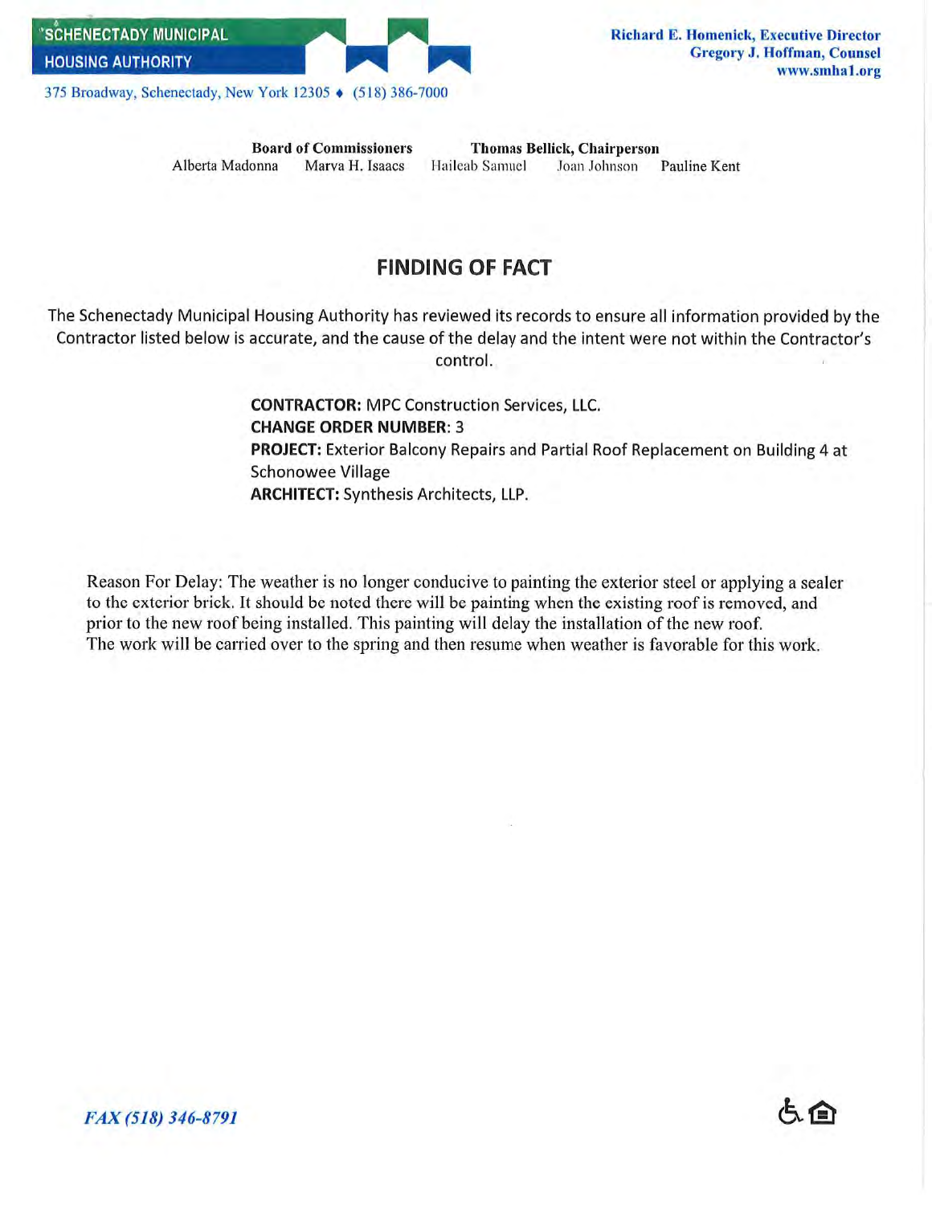SCHENECTADY MUNICIPAL HOUSING AUTHORITY

375 Broadway, Schenectady, New York 12305 ♦ (518) 386-7000

**Richard E. Homenick, Executive Director**
**Gregory J. Hoffman, Counsel**
**www.smha1.org**

**Board of Commissioners** **Thomas Bellick, Chairperson**
Alberta Madonna Marva H. Isaacs Haileab Samuel Joan Johnson Pauline Kent

## FINDING OF FACT

The Schenectady Municipal Housing Authority has reviewed its records to ensure all information provided by the Contractor listed below is accurate, and the cause of the delay and the intent were not within the Contractor's control.

**CONTRACTOR:** MPC Construction Services, LLC.
**CHANGE ORDER NUMBER:** 3
**PROJECT:** Exterior Balcony Repairs and Partial Roof Replacement on Building 4 at Schonowee Village
**ARCHITECT:** Synthesis Architects, LLP.

Reason For Delay: The weather is no longer conducive to painting the exterior steel or applying a sealer to the exterior brick. It should be noted there will be painting when the existing roof is removed, and prior to the new roof being installed. This painting will delay the installation of the new roof.
The work will be carried over to the spring and then resume when weather is favorable for this work.

*FAX (518) 346-8791*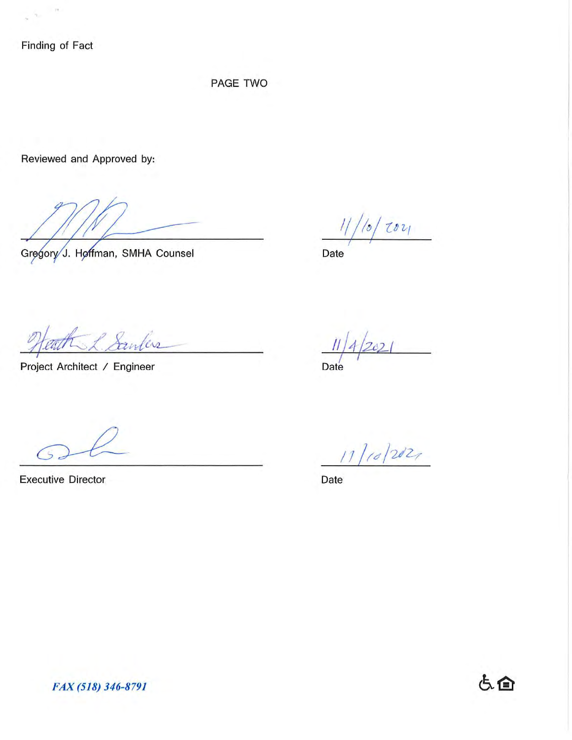Finding of Fact

PAGE TWO

Reviewed and Approved by:

______________________________ Gregory J. Hoffman, SMHA Counsel

11/10/2021 Date

______________________________ Project Architect / Engineer

11/4/2021 Date

______________________________ Executive Director

11/10/2021 Date

*FAX (518) 346-8791*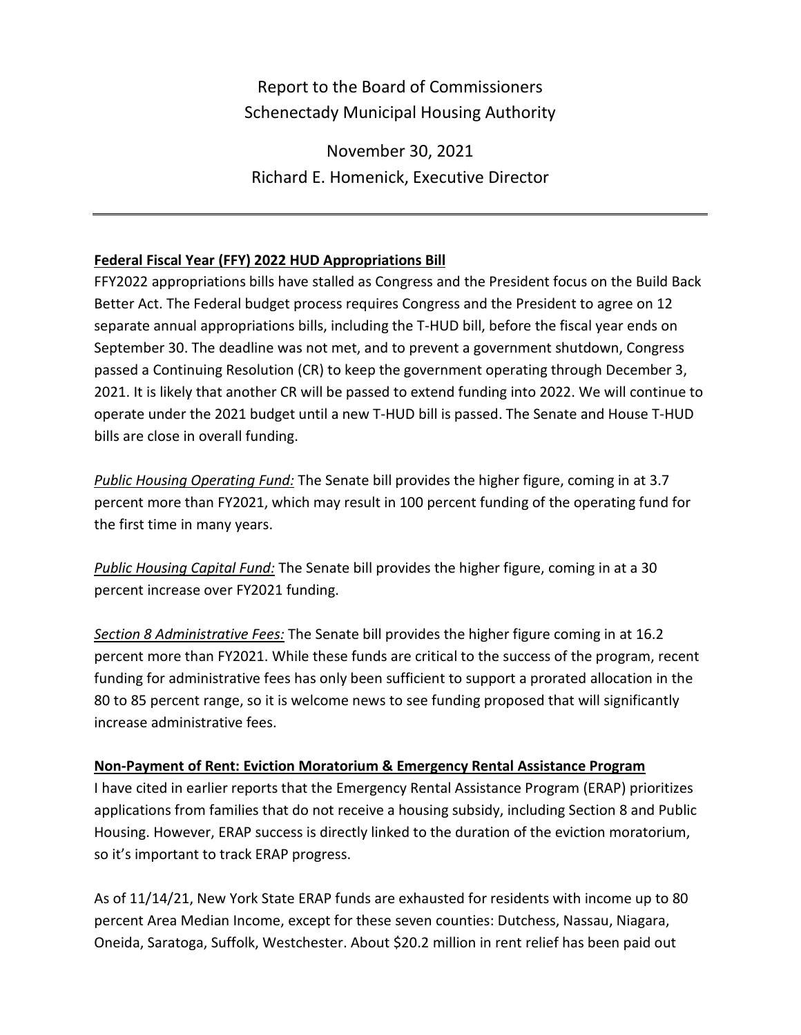# Report to the Board of Commissioners
# Schenectady Municipal Housing Authority

## November 30, 2021
## Richard E. Homenick, Executive Director

---

**Federal Fiscal Year (FFY) 2022 HUD Appropriations Bill**

FFY2022 appropriations bills have stalled as Congress and the President focus on the Build Back Better Act. The Federal budget process requires Congress and the President to agree on 12 separate annual appropriations bills, including the T-HUD bill, before the fiscal year ends on September 30. The deadline was not met, and to prevent a government shutdown, Congress passed a Continuing Resolution (CR) to keep the government operating through December 3, 2021. It is likely that another CR will be passed to extend funding into 2022. We will continue to operate under the 2021 budget until a new T-HUD bill is passed. The Senate and House T-HUD bills are close in overall funding.

*Public Housing Operating Fund:* The Senate bill provides the higher figure, coming in at 3.7 percent more than FY2021, which may result in 100 percent funding of the operating fund for the first time in many years.

*Public Housing Capital Fund:* The Senate bill provides the higher figure, coming in at a 30 percent increase over FY2021 funding.

*Section 8 Administrative Fees:* The Senate bill provides the higher figure coming in at 16.2 percent more than FY2021. While these funds are critical to the success of the program, recent funding for administrative fees has only been sufficient to support a prorated allocation in the 80 to 85 percent range, so it is welcome news to see funding proposed that will significantly increase administrative fees.

**Non-Payment of Rent: Eviction Moratorium & Emergency Rental Assistance Program**

I have cited in earlier reports that the Emergency Rental Assistance Program (ERAP) prioritizes applications from families that do not receive a housing subsidy, including Section 8 and Public Housing. However, ERAP success is directly linked to the duration of the eviction moratorium, so it's important to track ERAP progress.

As of 11/14/21, New York State ERAP funds are exhausted for residents with income up to 80 percent Area Median Income, except for these seven counties: Dutchess, Nassau, Niagara, Oneida, Saratoga, Suffolk, Westchester. About $20.2 million in rent relief has been paid out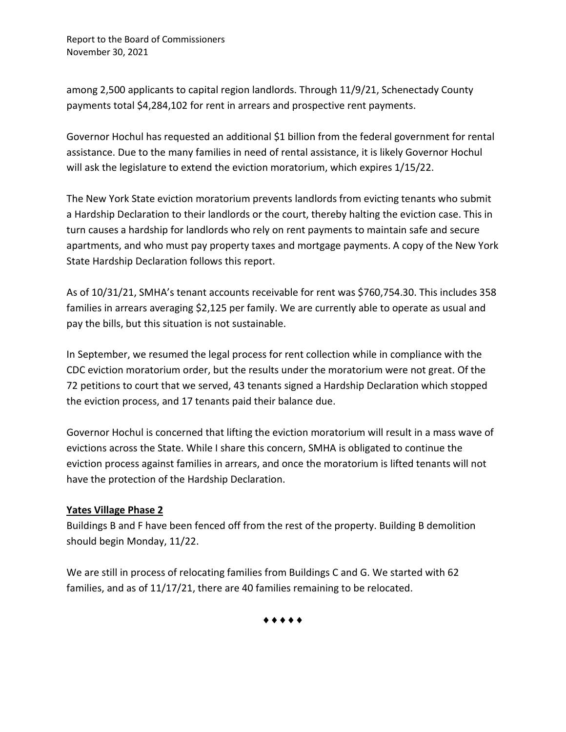among 2,500 applicants to capital region landlords. Through 11/9/21, Schenectady County payments total $4,284,102 for rent in arrears and prospective rent payments.

Governor Hochul has requested an additional $1 billion from the federal government for rental assistance. Due to the many families in need of rental assistance, it is likely Governor Hochul will ask the legislature to extend the eviction moratorium, which expires 1/15/22.

The New York State eviction moratorium prevents landlords from evicting tenants who submit a Hardship Declaration to their landlords or the court, thereby halting the eviction case. This in turn causes a hardship for landlords who rely on rent payments to maintain safe and secure apartments, and who must pay property taxes and mortgage payments. A copy of the New York State Hardship Declaration follows this report.

As of 10/31/21, SMHA's tenant accounts receivable for rent was $760,754.30. This includes 358 families in arrears averaging $2,125 per family. We are currently able to operate as usual and pay the bills, but this situation is not sustainable.

In September, we resumed the legal process for rent collection while in compliance with the CDC eviction moratorium order, but the results under the moratorium were not great. Of the 72 petitions to court that we served, 43 tenants signed a Hardship Declaration which stopped the eviction process, and 17 tenants paid their balance due.

Governor Hochul is concerned that lifting the eviction moratorium will result in a mass wave of evictions across the State. While I share this concern, SMHA is obligated to continue the eviction process against families in arrears, and once the moratorium is lifted tenants will not have the protection of the Hardship Declaration.

**Yates Village Phase 2**

Buildings B and F have been fenced off from the rest of the property. Building B demolition should begin Monday, 11/22.

We are still in process of relocating families from Buildings C and G. We started with 62 families, and as of 11/17/21, there are 40 families remaining to be relocated.

♦ ♦ ♦ ♦ ♦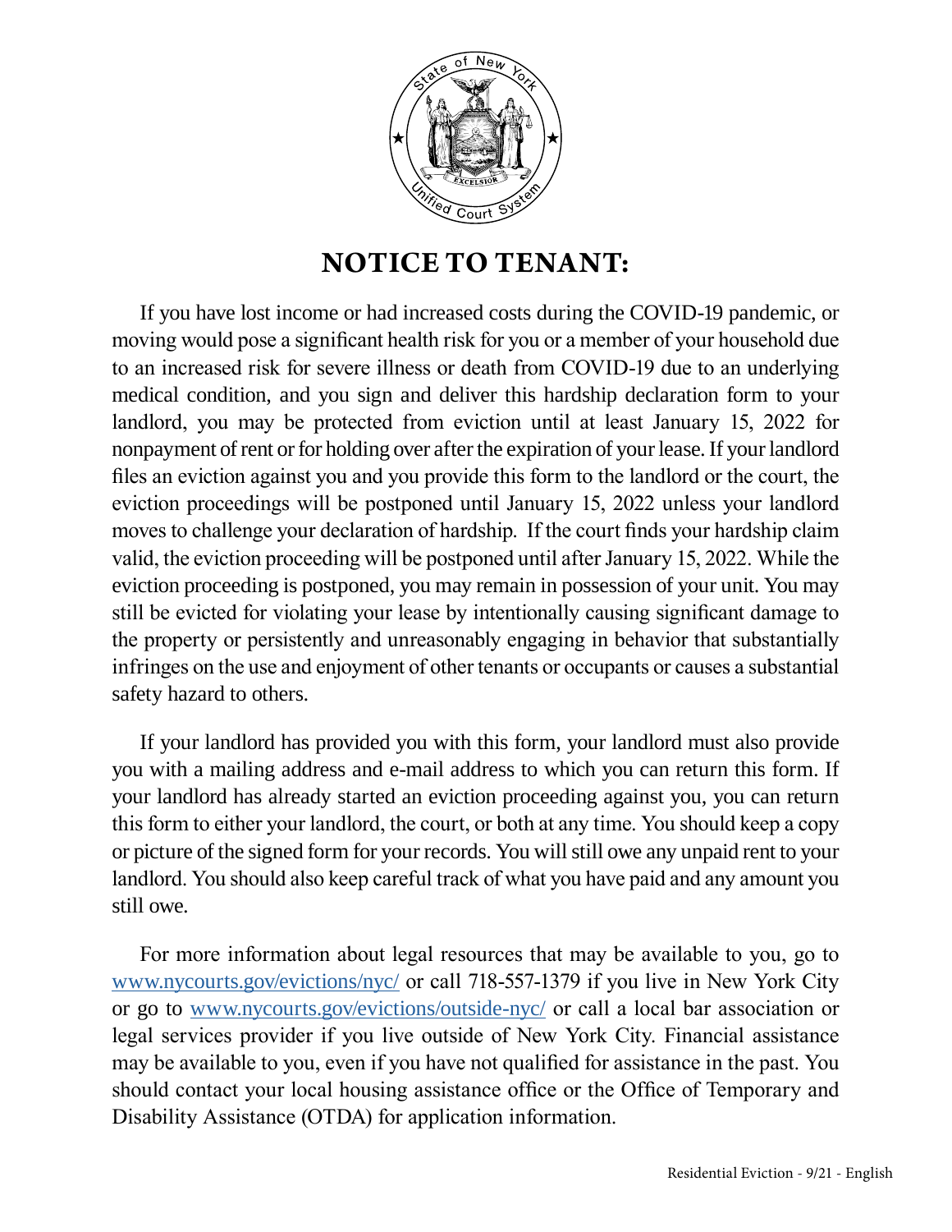# NOTICE TO TENANT:

If you have lost income or had increased costs during the COVID-19 pandemic, or moving would pose a significant health risk for you or a member of your household due to an increased risk for severe illness or death from COVID-19 due to an underlying medical condition, and you sign and deliver this hardship declaration form to your landlord, you may be protected from eviction until at least January 15, 2022 for nonpayment of rent or for holding over after the expiration of your lease. If your landlord files an eviction against you and you provide this form to the landlord or the court, the eviction proceedings will be postponed until January 15, 2022 unless your landlord moves to challenge your declaration of hardship. If the court finds your hardship claim valid, the eviction proceeding will be postponed until after January 15, 2022. While the eviction proceeding is postponed, you may remain in possession of your unit. You may still be evicted for violating your lease by intentionally causing significant damage to the property or persistently and unreasonably engaging in behavior that substantially infringes on the use and enjoyment of other tenants or occupants or causes a substantial safety hazard to others.

If your landlord has provided you with this form, your landlord must also provide you with a mailing address and e-mail address to which you can return this form. If your landlord has already started an eviction proceeding against you, you can return this form to either your landlord, the court, or both at any time. You should keep a copy or picture of the signed form for your records. You will still owe any unpaid rent to your landlord. You should also keep careful track of what you have paid and any amount you still owe.

For more information about legal resources that may be available to you, go to [www.nycourts.gov/evictions/nyc/](http://www.nycourts.gov/evictions/nyc/) or call 718-557-1379 if you live in New York City or go to [www.nycourts.gov/evictions/outside-nyc/](http://www.nycourts.gov/evictions/outside-nyc/) or call a local bar association or legal services provider if you live outside of New York City. Financial assistance may be available to you, even if you have not qualified for assistance in the past. You should contact your local housing assistance office or the Office of Temporary and Disability Assistance (OTDA) for application information.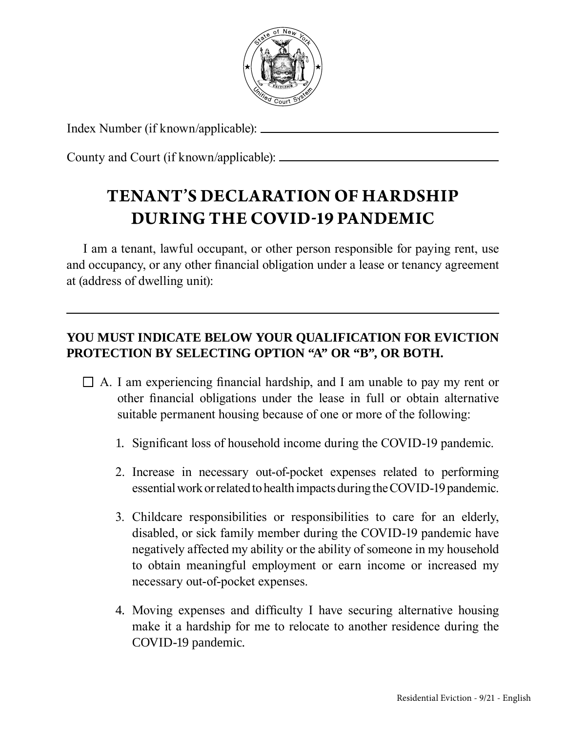Index Number (if known/applicable): ______________________________

County and Court (if known/applicable): ______________________________

# TENANT'S DECLARATION OF HARDSHIP DURING THE COVID-19 PANDEMIC

I am a tenant, lawful occupant, or other person responsible for paying rent, use and occupancy, or any other financial obligation under a lease or tenancy agreement at (address of dwelling unit):

______________________________________________________________

**YOU MUST INDICATE BELOW YOUR QUALIFICATION FOR EVICTION PROTECTION BY SELECTING OPTION "A" OR "B", OR BOTH.**

☐ A. I am experiencing financial hardship, and I am unable to pay my rent or other financial obligations under the lease in full or obtain alternative suitable permanent housing because of one or more of the following:

1. Significant loss of household income during the COVID-19 pandemic.
2. Increase in necessary out-of-pocket expenses related to performing essential work or related to health impacts during the COVID-19 pandemic.
3. Childcare responsibilities or responsibilities to care for an elderly, disabled, or sick family member during the COVID-19 pandemic have negatively affected my ability or the ability of someone in my household to obtain meaningful employment or earn income or increased my necessary out-of-pocket expenses.
4. Moving expenses and difficulty I have securing alternative housing make it a hardship for me to relocate to another residence during the COVID-19 pandemic.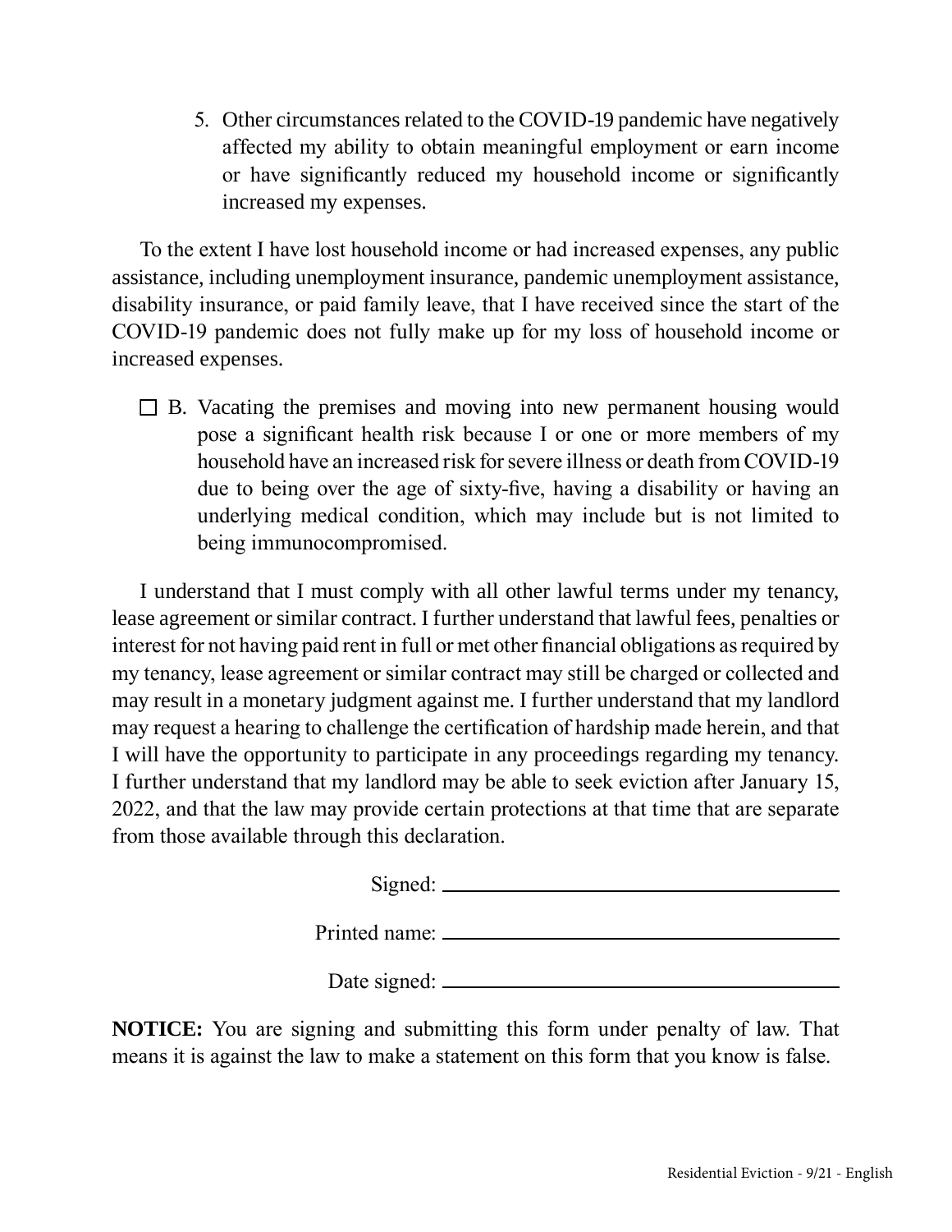5. Other circumstances related to the COVID-19 pandemic have negatively affected my ability to obtain meaningful employment or earn income or have significantly reduced my household income or significantly increased my expenses.

To the extent I have lost household income or had increased expenses, any public assistance, including unemployment insurance, pandemic unemployment assistance, disability insurance, or paid family leave, that I have received since the start of the COVID-19 pandemic does not fully make up for my loss of household income or increased expenses.

☐ B. Vacating the premises and moving into new permanent housing would pose a significant health risk because I or one or more members of my household have an increased risk for severe illness or death from COVID-19 due to being over the age of sixty-five, having a disability or having an underlying medical condition, which may include but is not limited to being immunocompromised.

I understand that I must comply with all other lawful terms under my tenancy, lease agreement or similar contract. I further understand that lawful fees, penalties or interest for not having paid rent in full or met other financial obligations as required by my tenancy, lease agreement or similar contract may still be charged or collected and may result in a monetary judgment against me. I further understand that my landlord may request a hearing to challenge the certification of hardship made herein, and that I will have the opportunity to participate in any proceedings regarding my tenancy. I further understand that my landlord may be able to seek eviction after January 15, 2022, and that the law may provide certain protections at that time that are separate from those available through this declaration.

Signed: ______________________________

Printed name: ______________________________

Date signed: ______________________________

**NOTICE:** You are signing and submitting this form under penalty of law. That means it is against the law to make a statement on this form that you know is false.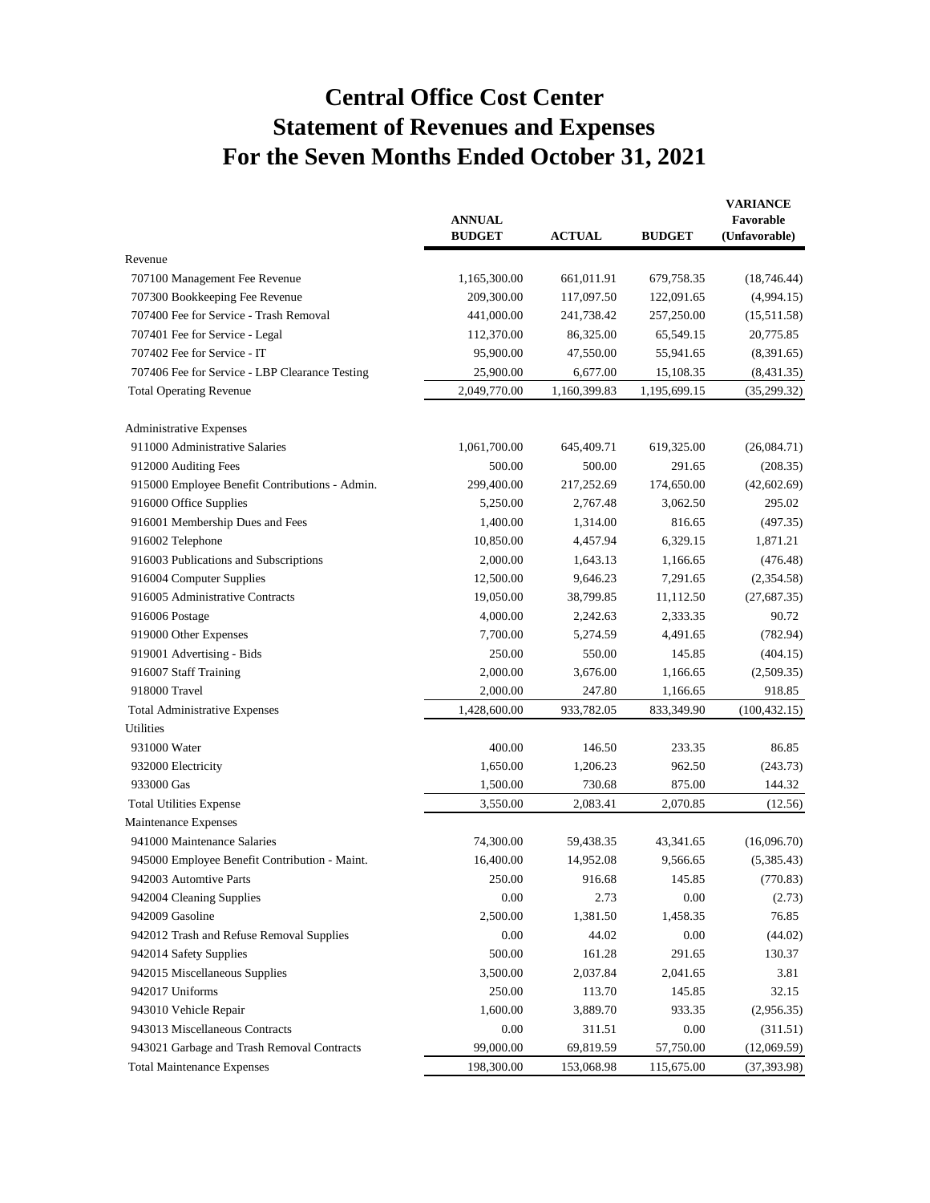# Central Office Cost Center
# Statement of Revenues and Expenses
# For the Seven Months Ended October 31, 2021

| | ANNUAL BUDGET | ACTUAL | BUDGET | VARIANCE Favorable (Unfavorable) |
|---|---|---|---|---|
| Revenue | | | | |
| 707100 Management Fee Revenue | 1,165,300.00 | 661,011.91 | 679,758.35 | (18,746.44) |
| 707300 Bookkeeping Fee Revenue | 209,300.00 | 117,097.50 | 122,091.65 | (4,994.15) |
| 707400 Fee for Service - Trash Removal | 441,000.00 | 241,738.42 | 257,250.00 | (15,511.58) |
| 707401 Fee for Service - Legal | 112,370.00 | 86,325.00 | 65,549.15 | 20,775.85 |
| 707402 Fee for Service - IT | 95,900.00 | 47,550.00 | 55,941.65 | (8,391.65) |
| 707406 Fee for Service - LBP Clearance Testing | 25,900.00 | 6,677.00 | 15,108.35 | (8,431.35) |
| Total Operating Revenue | 2,049,770.00 | 1,160,399.83 | 1,195,699.15 | (35,299.32) |
| | | | | |
| Administrative Expenses | | | | |
| 911000 Administrative Salaries | 1,061,700.00 | 645,409.71 | 619,325.00 | (26,084.71) |
| 912000 Auditing Fees | 500.00 | 500.00 | 291.65 | (208.35) |
| 915000 Employee Benefit Contributions - Admin. | 299,400.00 | 217,252.69 | 174,650.00 | (42,602.69) |
| 916000 Office Supplies | 5,250.00 | 2,767.48 | 3,062.50 | 295.02 |
| 916001 Membership Dues and Fees | 1,400.00 | 1,314.00 | 816.65 | (497.35) |
| 916002 Telephone | 10,850.00 | 4,457.94 | 6,329.15 | 1,871.21 |
| 916003 Publications and Subscriptions | 2,000.00 | 1,643.13 | 1,166.65 | (476.48) |
| 916004 Computer Supplies | 12,500.00 | 9,646.23 | 7,291.65 | (2,354.58) |
| 916005 Administrative Contracts | 19,050.00 | 38,799.85 | 11,112.50 | (27,687.35) |
| 916006 Postage | 4,000.00 | 2,242.63 | 2,333.35 | 90.72 |
| 919000 Other Expenses | 7,700.00 | 5,274.59 | 4,491.65 | (782.94) |
| 919001 Advertising - Bids | 250.00 | 550.00 | 145.85 | (404.15) |
| 916007 Staff Training | 2,000.00 | 3,676.00 | 1,166.65 | (2,509.35) |
| 918000 Travel | 2,000.00 | 247.80 | 1,166.65 | 918.85 |
| Total Administrative Expenses | 1,428,600.00 | 933,782.05 | 833,349.90 | (100,432.15) |
| Utilities | | | | |
| 931000 Water | 400.00 | 146.50 | 233.35 | 86.85 |
| 932000 Electricity | 1,650.00 | 1,206.23 | 962.50 | (243.73) |
| 933000 Gas | 1,500.00 | 730.68 | 875.00 | 144.32 |
| Total Utilities Expense | 3,550.00 | 2,083.41 | 2,070.85 | (12.56) |
| Maintenance Expenses | | | | |
| 941000 Maintenance Salaries | 74,300.00 | 59,438.35 | 43,341.65 | (16,096.70) |
| 945000 Employee Benefit Contribution - Maint. | 16,400.00 | 14,952.08 | 9,566.65 | (5,385.43) |
| 942003 Automtive Parts | 250.00 | 916.68 | 145.85 | (770.83) |
| 942004 Cleaning Supplies | 0.00 | 2.73 | 0.00 | (2.73) |
| 942009 Gasoline | 2,500.00 | 1,381.50 | 1,458.35 | 76.85 |
| 942012 Trash and Refuse Removal Supplies | 0.00 | 44.02 | 0.00 | (44.02) |
| 942014 Safety Supplies | 500.00 | 161.28 | 291.65 | 130.37 |
| 942015 Miscellaneous Supplies | 3,500.00 | 2,037.84 | 2,041.65 | 3.81 |
| 942017 Uniforms | 250.00 | 113.70 | 145.85 | 32.15 |
| 943010 Vehicle Repair | 1,600.00 | 3,889.70 | 933.35 | (2,956.35) |
| 943013 Miscellaneous Contracts | 0.00 | 311.51 | 0.00 | (311.51) |
| 943021 Garbage and Trash Removal Contracts | 99,000.00 | 69,819.59 | 57,750.00 | (12,069.59) |
| Total Maintenance Expenses | 198,300.00 | 153,068.98 | 115,675.00 | (37,393.98) |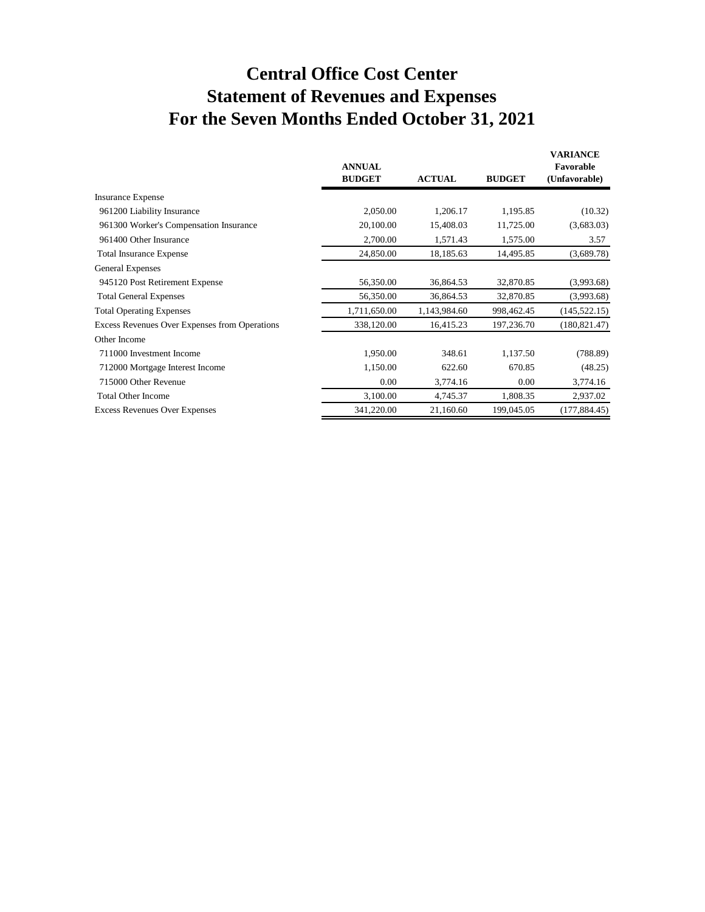# Central Office Cost Center
# Statement of Revenues and Expenses
# For the Seven Months Ended October 31, 2021

| | ANNUAL BUDGET | ACTUAL | BUDGET | VARIANCE Favorable (Unfavorable) |
|---|---|---|---|---|
| Insurance Expense | | | | |
| 961200 Liability Insurance | 2,050.00 | 1,206.17 | 1,195.85 | (10.32) |
| 961300 Worker's Compensation Insurance | 20,100.00 | 15,408.03 | 11,725.00 | (3,683.03) |
| 961400 Other Insurance | 2,700.00 | 1,571.43 | 1,575.00 | 3.57 |
| Total Insurance Expense | 24,850.00 | 18,185.63 | 14,495.85 | (3,689.78) |
| General Expenses | | | | |
| 945120 Post Retirement Expense | 56,350.00 | 36,864.53 | 32,870.85 | (3,993.68) |
| Total General Expenses | 56,350.00 | 36,864.53 | 32,870.85 | (3,993.68) |
| Total Operating Expenses | 1,711,650.00 | 1,143,984.60 | 998,462.45 | (145,522.15) |
| Excess Revenues Over Expenses from Operations | 338,120.00 | 16,415.23 | 197,236.70 | (180,821.47) |
| Other Income | | | | |
| 711000 Investment Income | 1,950.00 | 348.61 | 1,137.50 | (788.89) |
| 712000 Mortgage Interest Income | 1,150.00 | 622.60 | 670.85 | (48.25) |
| 715000 Other Revenue | 0.00 | 3,774.16 | 0.00 | 3,774.16 |
| Total Other Income | 3,100.00 | 4,745.37 | 1,808.35 | 2,937.02 |
| Excess Revenues Over Expenses | 341,220.00 | 21,160.60 | 199,045.05 | (177,884.45) |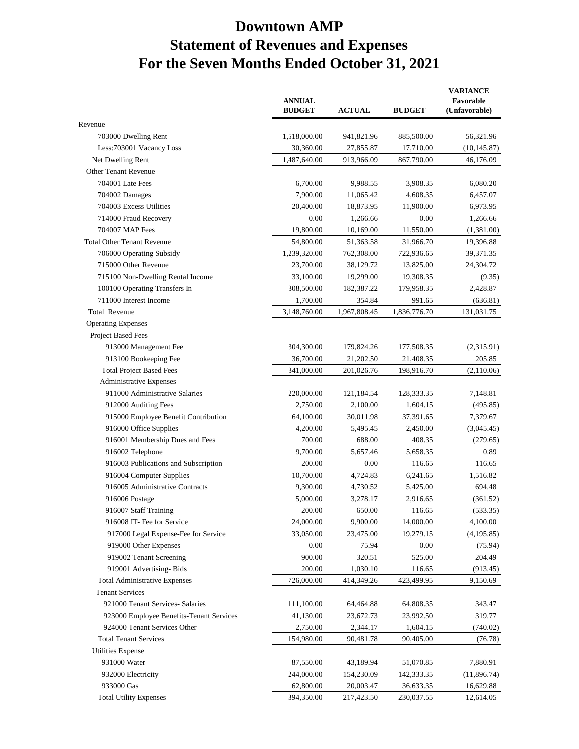# Downtown AMP
# Statement of Revenues and Expenses
# For the Seven Months Ended October 31, 2021

| | ANNUAL BUDGET | ACTUAL | BUDGET | VARIANCE Favorable (Unfavorable) |
|---|---|---|---|---|
| Revenue | | | | |
| 703000 Dwelling Rent | 1,518,000.00 | 941,821.96 | 885,500.00 | 56,321.96 |
| Less:703001 Vacancy Loss | 30,360.00 | 27,855.87 | 17,710.00 | (10,145.87) |
| Net Dwelling Rent | 1,487,640.00 | 913,966.09 | 867,790.00 | 46,176.09 |
| Other Tenant Revenue | | | | |
| 704001 Late Fees | 6,700.00 | 9,988.55 | 3,908.35 | 6,080.20 |
| 704002 Damages | 7,900.00 | 11,065.42 | 4,608.35 | 6,457.07 |
| 704003 Excess Utilities | 20,400.00 | 18,873.95 | 11,900.00 | 6,973.95 |
| 714000 Fraud Recovery | 0.00 | 1,266.66 | 0.00 | 1,266.66 |
| 704007 MAP Fees | 19,800.00 | 10,169.00 | 11,550.00 | (1,381.00) |
| Total Other Tenant Revenue | 54,800.00 | 51,363.58 | 31,966.70 | 19,396.88 |
| 706000 Operating Subsidy | 1,239,320.00 | 762,308.00 | 722,936.65 | 39,371.35 |
| 715000 Other Revenue | 23,700.00 | 38,129.72 | 13,825.00 | 24,304.72 |
| 715100 Non-Dwelling Rental Income | 33,100.00 | 19,299.00 | 19,308.35 | (9.35) |
| 100100 Operating Transfers In | 308,500.00 | 182,387.22 | 179,958.35 | 2,428.87 |
| 711000 Interest Income | 1,700.00 | 354.84 | 991.65 | (636.81) |
| Total Revenue | 3,148,760.00 | 1,967,808.45 | 1,836,776.70 | 131,031.75 |
| Operating Expenses | | | | |
| Project Based Fees | | | | |
| 913000 Management Fee | 304,300.00 | 179,824.26 | 177,508.35 | (2,315.91) |
| 913100 Bookeeping Fee | 36,700.00 | 21,202.50 | 21,408.35 | 205.85 |
| Total Project Based Fees | 341,000.00 | 201,026.76 | 198,916.70 | (2,110.06) |
| Administrative Expenses | | | | |
| 911000 Administrative Salaries | 220,000.00 | 121,184.54 | 128,333.35 | 7,148.81 |
| 912000 Auditing Fees | 2,750.00 | 2,100.00 | 1,604.15 | (495.85) |
| 915000 Employee Benefit Contribution | 64,100.00 | 30,011.98 | 37,391.65 | 7,379.67 |
| 916000 Office Supplies | 4,200.00 | 5,495.45 | 2,450.00 | (3,045.45) |
| 916001 Membership Dues and Fees | 700.00 | 688.00 | 408.35 | (279.65) |
| 916002 Telephone | 9,700.00 | 5,657.46 | 5,658.35 | 0.89 |
| 916003 Publications and Subscription | 200.00 | 0.00 | 116.65 | 116.65 |
| 916004 Computer Supplies | 10,700.00 | 4,724.83 | 6,241.65 | 1,516.82 |
| 916005 Administrative Contracts | 9,300.00 | 4,730.52 | 5,425.00 | 694.48 |
| 916006 Postage | 5,000.00 | 3,278.17 | 2,916.65 | (361.52) |
| 916007 Staff Training | 200.00 | 650.00 | 116.65 | (533.35) |
| 916008 IT- Fee for Service | 24,000.00 | 9,900.00 | 14,000.00 | 4,100.00 |
| 917000 Legal Expense-Fee for Service | 33,050.00 | 23,475.00 | 19,279.15 | (4,195.85) |
| 919000 Other Expenses | 0.00 | 75.94 | 0.00 | (75.94) |
| 919002 Tenant Screening | 900.00 | 320.51 | 525.00 | 204.49 |
| 919001 Advertising- Bids | 200.00 | 1,030.10 | 116.65 | (913.45) |
| Total Administrative Expenses | 726,000.00 | 414,349.26 | 423,499.95 | 9,150.69 |
| Tenant Services | | | | |
| 921000 Tenant Services- Salaries | 111,100.00 | 64,464.88 | 64,808.35 | 343.47 |
| 923000 Employee Benefits-Tenant Services | 41,130.00 | 23,672.73 | 23,992.50 | 319.77 |
| 924000 Tenant Services Other | 2,750.00 | 2,344.17 | 1,604.15 | (740.02) |
| Total Tenant Services | 154,980.00 | 90,481.78 | 90,405.00 | (76.78) |
| Utilities Expense | | | | |
| 931000 Water | 87,550.00 | 43,189.94 | 51,070.85 | 7,880.91 |
| 932000 Electricity | 244,000.00 | 154,230.09 | 142,333.35 | (11,896.74) |
| 933000 Gas | 62,800.00 | 20,003.47 | 36,633.35 | 16,629.88 |
| Total Utility Expenses | 394,350.00 | 217,423.50 | 230,037.55 | 12,614.05 |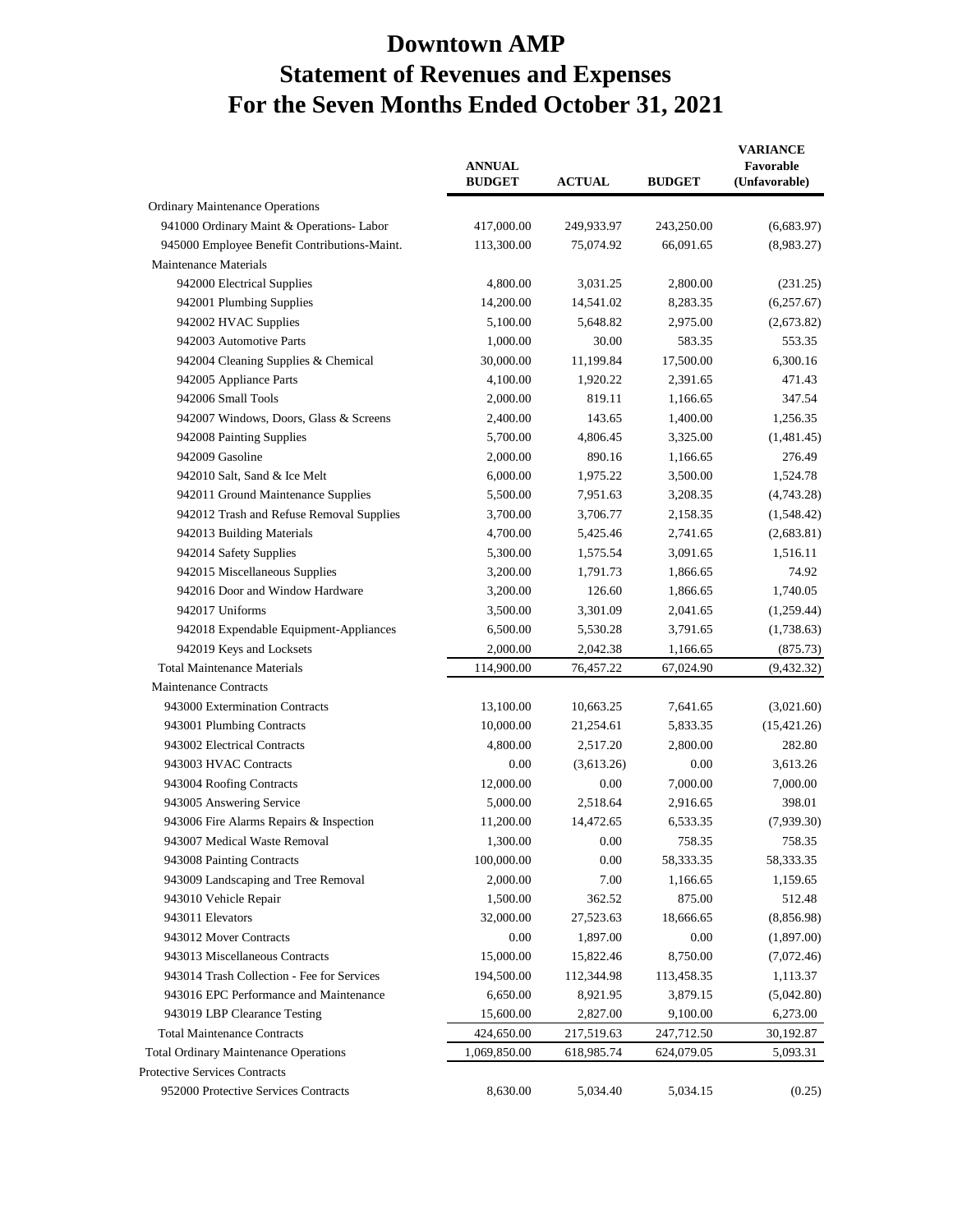# Downtown AMP
# Statement of Revenues and Expenses
# For the Seven Months Ended October 31, 2021

| | ANNUAL BUDGET | ACTUAL | BUDGET | VARIANCE Favorable (Unfavorable) |
|---|---|---|---|---|
| Ordinary Maintenance Operations | | | | |
| 941000 Ordinary Maint & Operations- Labor | 417,000.00 | 249,933.97 | 243,250.00 | (6,683.97) |
| 945000 Employee Benefit Contributions-Maint. | 113,300.00 | 75,074.92 | 66,091.65 | (8,983.27) |
| Maintenance Materials | | | | |
| 942000 Electrical Supplies | 4,800.00 | 3,031.25 | 2,800.00 | (231.25) |
| 942001 Plumbing Supplies | 14,200.00 | 14,541.02 | 8,283.35 | (6,257.67) |
| 942002 HVAC Supplies | 5,100.00 | 5,648.82 | 2,975.00 | (2,673.82) |
| 942003 Automotive Parts | 1,000.00 | 30.00 | 583.35 | 553.35 |
| 942004 Cleaning Supplies & Chemical | 30,000.00 | 11,199.84 | 17,500.00 | 6,300.16 |
| 942005 Appliance Parts | 4,100.00 | 1,920.22 | 2,391.65 | 471.43 |
| 942006 Small Tools | 2,000.00 | 819.11 | 1,166.65 | 347.54 |
| 942007 Windows, Doors, Glass & Screens | 2,400.00 | 143.65 | 1,400.00 | 1,256.35 |
| 942008 Painting Supplies | 5,700.00 | 4,806.45 | 3,325.00 | (1,481.45) |
| 942009 Gasoline | 2,000.00 | 890.16 | 1,166.65 | 276.49 |
| 942010 Salt, Sand & Ice Melt | 6,000.00 | 1,975.22 | 3,500.00 | 1,524.78 |
| 942011 Ground Maintenance Supplies | 5,500.00 | 7,951.63 | 3,208.35 | (4,743.28) |
| 942012 Trash and Refuse Removal Supplies | 3,700.00 | 3,706.77 | 2,158.35 | (1,548.42) |
| 942013 Building Materials | 4,700.00 | 5,425.46 | 2,741.65 | (2,683.81) |
| 942014 Safety Supplies | 5,300.00 | 1,575.54 | 3,091.65 | 1,516.11 |
| 942015 Miscellaneous Supplies | 3,200.00 | 1,791.73 | 1,866.65 | 74.92 |
| 942016 Door and Window Hardware | 3,200.00 | 126.60 | 1,866.65 | 1,740.05 |
| 942017 Uniforms | 3,500.00 | 3,301.09 | 2,041.65 | (1,259.44) |
| 942018 Expendable Equipment-Appliances | 6,500.00 | 5,530.28 | 3,791.65 | (1,738.63) |
| 942019 Keys and Locksets | 2,000.00 | 2,042.38 | 1,166.65 | (875.73) |
| Total Maintenance Materials | 114,900.00 | 76,457.22 | 67,024.90 | (9,432.32) |
| Maintenance Contracts | | | | |
| 943000 Extermination Contracts | 13,100.00 | 10,663.25 | 7,641.65 | (3,021.60) |
| 943001 Plumbing Contracts | 10,000.00 | 21,254.61 | 5,833.35 | (15,421.26) |
| 943002 Electrical Contracts | 4,800.00 | 2,517.20 | 2,800.00 | 282.80 |
| 943003 HVAC Contracts | 0.00 | (3,613.26) | 0.00 | 3,613.26 |
| 943004 Roofing Contracts | 12,000.00 | 0.00 | 7,000.00 | 7,000.00 |
| 943005 Answering Service | 5,000.00 | 2,518.64 | 2,916.65 | 398.01 |
| 943006 Fire Alarms Repairs & Inspection | 11,200.00 | 14,472.65 | 6,533.35 | (7,939.30) |
| 943007 Medical Waste Removal | 1,300.00 | 0.00 | 758.35 | 758.35 |
| 943008 Painting Contracts | 100,000.00 | 0.00 | 58,333.35 | 58,333.35 |
| 943009 Landscaping and Tree Removal | 2,000.00 | 7.00 | 1,166.65 | 1,159.65 |
| 943010 Vehicle Repair | 1,500.00 | 362.52 | 875.00 | 512.48 |
| 943011 Elevators | 32,000.00 | 27,523.63 | 18,666.65 | (8,856.98) |
| 943012 Mover Contracts | 0.00 | 1,897.00 | 0.00 | (1,897.00) |
| 943013 Miscellaneous Contracts | 15,000.00 | 15,822.46 | 8,750.00 | (7,072.46) |
| 943014 Trash Collection - Fee for Services | 194,500.00 | 112,344.98 | 113,458.35 | 1,113.37 |
| 943016 EPC Performance and Maintenance | 6,650.00 | 8,921.95 | 3,879.15 | (5,042.80) |
| 943019 LBP Clearance Testing | 15,600.00 | 2,827.00 | 9,100.00 | 6,273.00 |
| Total Maintenance Contracts | 424,650.00 | 217,519.63 | 247,712.50 | 30,192.87 |
| Total Ordinary Maintenance Operations | 1,069,850.00 | 618,985.74 | 624,079.05 | 5,093.31 |
| Protective Services Contracts | | | | |
| 952000 Protective Services Contracts | 8,630.00 | 5,034.40 | 5,034.15 | (0.25) |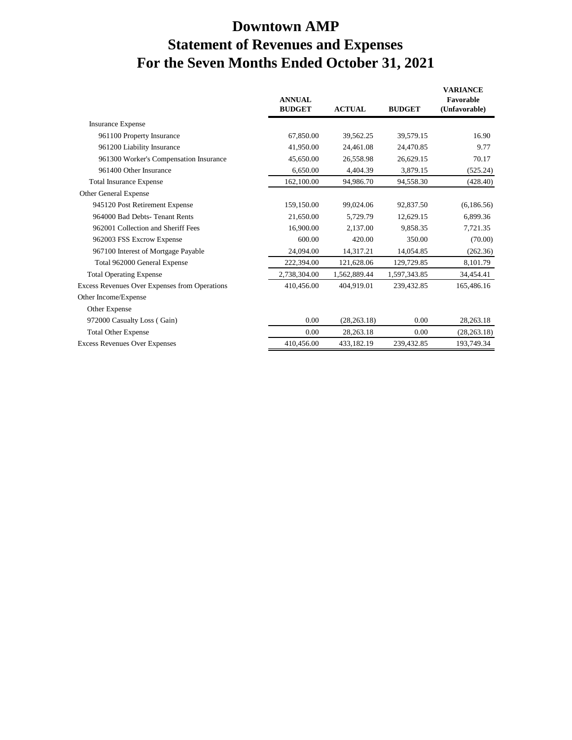# Downtown AMP
# Statement of Revenues and Expenses
# For the Seven Months Ended October 31, 2021

| | ANNUAL BUDGET | ACTUAL | BUDGET | VARIANCE Favorable (Unfavorable) |
|---|---|---|---|---|
| Insurance Expense | | | | |
| 961100 Property Insurance | 67,850.00 | 39,562.25 | 39,579.15 | 16.90 |
| 961200 Liability Insurance | 41,950.00 | 24,461.08 | 24,470.85 | 9.77 |
| 961300 Worker's Compensation Insurance | 45,650.00 | 26,558.98 | 26,629.15 | 70.17 |
| 961400 Other Insurance | 6,650.00 | 4,404.39 | 3,879.15 | (525.24) |
| Total Insurance Expense | 162,100.00 | 94,986.70 | 94,558.30 | (428.40) |
| Other General Expense | | | | |
| 945120 Post Retirement Expense | 159,150.00 | 99,024.06 | 92,837.50 | (6,186.56) |
| 964000 Bad Debts- Tenant Rents | 21,650.00 | 5,729.79 | 12,629.15 | 6,899.36 |
| 962001 Collection and Sheriff Fees | 16,900.00 | 2,137.00 | 9,858.35 | 7,721.35 |
| 962003 FSS Excrow Expense | 600.00 | 420.00 | 350.00 | (70.00) |
| 967100 Interest of Mortgage Payable | 24,094.00 | 14,317.21 | 14,054.85 | (262.36) |
| Total 962000 General Expense | 222,394.00 | 121,628.06 | 129,729.85 | 8,101.79 |
| Total Operating Expense | 2,738,304.00 | 1,562,889.44 | 1,597,343.85 | 34,454.41 |
| Excess Revenues Over Expenses from Operations | 410,456.00 | 404,919.01 | 239,432.85 | 165,486.16 |
| Other Income/Expense | | | | |
| Other Expense | | | | |
| 972000 Casualty Loss ( Gain) | 0.00 | (28,263.18) | 0.00 | 28,263.18 |
| Total Other Expense | 0.00 | 28,263.18 | 0.00 | (28,263.18) |
| Excess Revenues Over Expenses | 410,456.00 | 433,182.19 | 239,432.85 | 193,749.34 |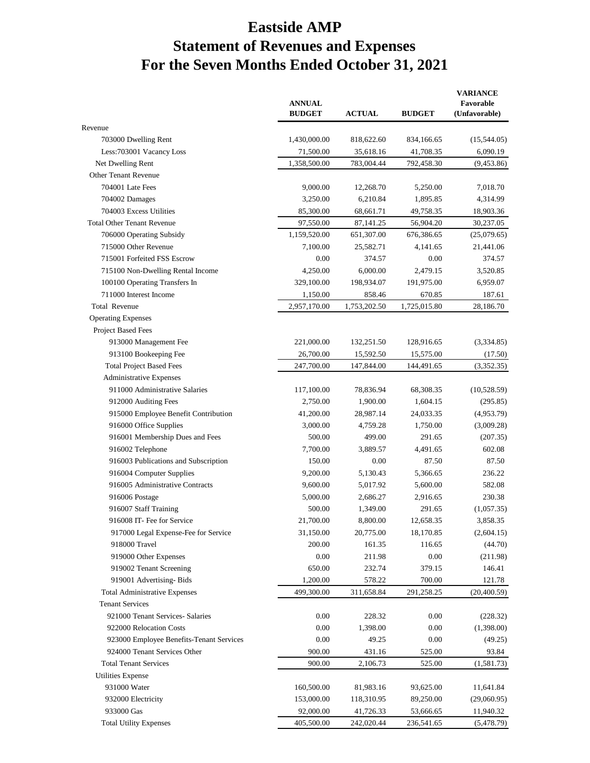# Eastside AMP
# Statement of Revenues and Expenses
# For the Seven Months Ended October 31, 2021

| | ANNUAL BUDGET | ACTUAL | BUDGET | VARIANCE Favorable (Unfavorable) |
|---|---|---|---|---|
| Revenue | | | | |
| 703000 Dwelling Rent | 1,430,000.00 | 818,622.60 | 834,166.65 | (15,544.05) |
| Less:703001 Vacancy Loss | 71,500.00 | 35,618.16 | 41,708.35 | 6,090.19 |
| Net Dwelling Rent | 1,358,500.00 | 783,004.44 | 792,458.30 | (9,453.86) |
| Other Tenant Revenue | | | | |
| 704001 Late Fees | 9,000.00 | 12,268.70 | 5,250.00 | 7,018.70 |
| 704002 Damages | 3,250.00 | 6,210.84 | 1,895.85 | 4,314.99 |
| 704003 Excess Utilities | 85,300.00 | 68,661.71 | 49,758.35 | 18,903.36 |
| Total Other Tenant Revenue | 97,550.00 | 87,141.25 | 56,904.20 | 30,237.05 |
| 706000 Operating Subsidy | 1,159,520.00 | 651,307.00 | 676,386.65 | (25,079.65) |
| 715000 Other Revenue | 7,100.00 | 25,582.71 | 4,141.65 | 21,441.06 |
| 715001 Forfeited FSS Escrow | 0.00 | 374.57 | 0.00 | 374.57 |
| 715100 Non-Dwelling Rental Income | 4,250.00 | 6,000.00 | 2,479.15 | 3,520.85 |
| 100100 Operating Transfers In | 329,100.00 | 198,934.07 | 191,975.00 | 6,959.07 |
| 711000 Interest Income | 1,150.00 | 858.46 | 670.85 | 187.61 |
| Total Revenue | 2,957,170.00 | 1,753,202.50 | 1,725,015.80 | 28,186.70 |
| Operating Expenses | | | | |
| Project Based Fees | | | | |
| 913000 Management Fee | 221,000.00 | 132,251.50 | 128,916.65 | (3,334.85) |
| 913100 Bookeeping Fee | 26,700.00 | 15,592.50 | 15,575.00 | (17.50) |
| Total Project Based Fees | 247,700.00 | 147,844.00 | 144,491.65 | (3,352.35) |
| Administrative Expenses | | | | |
| 911000 Administrative Salaries | 117,100.00 | 78,836.94 | 68,308.35 | (10,528.59) |
| 912000 Auditing Fees | 2,750.00 | 1,900.00 | 1,604.15 | (295.85) |
| 915000 Employee Benefit Contribution | 41,200.00 | 28,987.14 | 24,033.35 | (4,953.79) |
| 916000 Office Supplies | 3,000.00 | 4,759.28 | 1,750.00 | (3,009.28) |
| 916001 Membership Dues and Fees | 500.00 | 499.00 | 291.65 | (207.35) |
| 916002 Telephone | 7,700.00 | 3,889.57 | 4,491.65 | 602.08 |
| 916003 Publications and Subscription | 150.00 | 0.00 | 87.50 | 87.50 |
| 916004 Computer Supplies | 9,200.00 | 5,130.43 | 5,366.65 | 236.22 |
| 916005 Administrative Contracts | 9,600.00 | 5,017.92 | 5,600.00 | 582.08 |
| 916006 Postage | 5,000.00 | 2,686.27 | 2,916.65 | 230.38 |
| 916007 Staff Training | 500.00 | 1,349.00 | 291.65 | (1,057.35) |
| 916008 IT- Fee for Service | 21,700.00 | 8,800.00 | 12,658.35 | 3,858.35 |
| 917000 Legal Expense-Fee for Service | 31,150.00 | 20,775.00 | 18,170.85 | (2,604.15) |
| 918000 Travel | 200.00 | 161.35 | 116.65 | (44.70) |
| 919000 Other Expenses | 0.00 | 211.98 | 0.00 | (211.98) |
| 919002 Tenant Screening | 650.00 | 232.74 | 379.15 | 146.41 |
| 919001 Advertising- Bids | 1,200.00 | 578.22 | 700.00 | 121.78 |
| Total Administrative Expenses | 499,300.00 | 311,658.84 | 291,258.25 | (20,400.59) |
| Tenant Services | | | | |
| 921000 Tenant Services- Salaries | 0.00 | 228.32 | 0.00 | (228.32) |
| 922000 Relocation Costs | 0.00 | 1,398.00 | 0.00 | (1,398.00) |
| 923000 Employee Benefits-Tenant Services | 0.00 | 49.25 | 0.00 | (49.25) |
| 924000 Tenant Services Other | 900.00 | 431.16 | 525.00 | 93.84 |
| Total Tenant Services | 900.00 | 2,106.73 | 525.00 | (1,581.73) |
| Utilities Expense | | | | |
| 931000 Water | 160,500.00 | 81,983.16 | 93,625.00 | 11,641.84 |
| 932000 Electricity | 153,000.00 | 118,310.95 | 89,250.00 | (29,060.95) |
| 933000 Gas | 92,000.00 | 41,726.33 | 53,666.65 | 11,940.32 |
| Total Utility Expenses | 405,500.00 | 242,020.44 | 236,541.65 | (5,478.79) |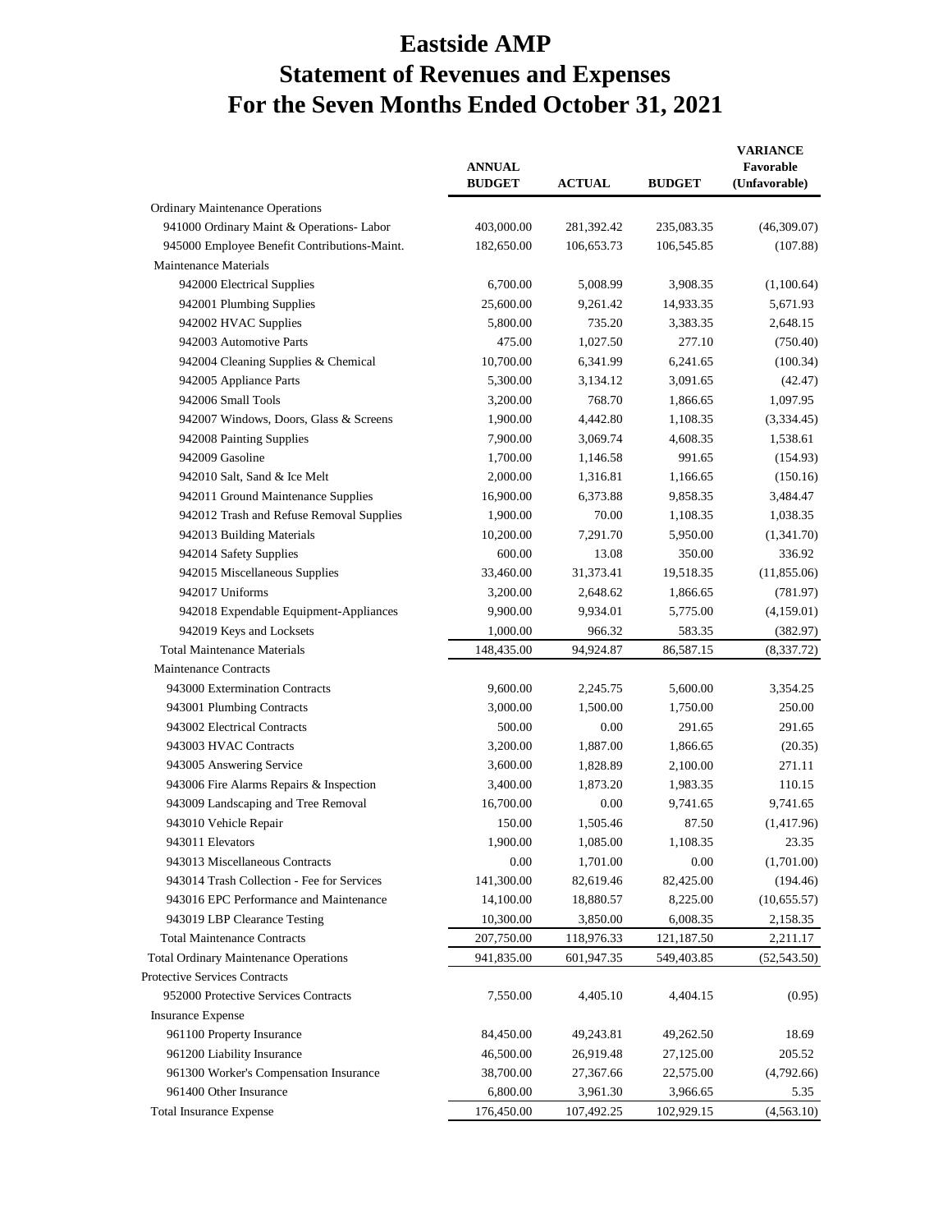# Eastside AMP
# Statement of Revenues and Expenses
# For the Seven Months Ended October 31, 2021

| | ANNUAL BUDGET | ACTUAL | BUDGET | VARIANCE Favorable (Unfavorable) |
|---|---|---|---|---|
| Ordinary Maintenance Operations | | | | |
| 941000 Ordinary Maint & Operations- Labor | 403,000.00 | 281,392.42 | 235,083.35 | (46,309.07) |
| 945000 Employee Benefit Contributions-Maint. | 182,650.00 | 106,653.73 | 106,545.85 | (107.88) |
| Maintenance Materials | | | | |
| 942000 Electrical Supplies | 6,700.00 | 5,008.99 | 3,908.35 | (1,100.64) |
| 942001 Plumbing Supplies | 25,600.00 | 9,261.42 | 14,933.35 | 5,671.93 |
| 942002 HVAC Supplies | 5,800.00 | 735.20 | 3,383.35 | 2,648.15 |
| 942003 Automotive Parts | 475.00 | 1,027.50 | 277.10 | (750.40) |
| 942004 Cleaning Supplies & Chemical | 10,700.00 | 6,341.99 | 6,241.65 | (100.34) |
| 942005 Appliance Parts | 5,300.00 | 3,134.12 | 3,091.65 | (42.47) |
| 942006 Small Tools | 3,200.00 | 768.70 | 1,866.65 | 1,097.95 |
| 942007 Windows, Doors, Glass & Screens | 1,900.00 | 4,442.80 | 1,108.35 | (3,334.45) |
| 942008 Painting Supplies | 7,900.00 | 3,069.74 | 4,608.35 | 1,538.61 |
| 942009 Gasoline | 1,700.00 | 1,146.58 | 991.65 | (154.93) |
| 942010 Salt, Sand & Ice Melt | 2,000.00 | 1,316.81 | 1,166.65 | (150.16) |
| 942011 Ground Maintenance Supplies | 16,900.00 | 6,373.88 | 9,858.35 | 3,484.47 |
| 942012 Trash and Refuse Removal Supplies | 1,900.00 | 70.00 | 1,108.35 | 1,038.35 |
| 942013 Building Materials | 10,200.00 | 7,291.70 | 5,950.00 | (1,341.70) |
| 942014 Safety Supplies | 600.00 | 13.08 | 350.00 | 336.92 |
| 942015 Miscellaneous Supplies | 33,460.00 | 31,373.41 | 19,518.35 | (11,855.06) |
| 942017 Uniforms | 3,200.00 | 2,648.62 | 1,866.65 | (781.97) |
| 942018 Expendable Equipment-Appliances | 9,900.00 | 9,934.01 | 5,775.00 | (4,159.01) |
| 942019 Keys and Locksets | 1,000.00 | 966.32 | 583.35 | (382.97) |
| Total Maintenance Materials | 148,435.00 | 94,924.87 | 86,587.15 | (8,337.72) |
| Maintenance Contracts | | | | |
| 943000 Extermination Contracts | 9,600.00 | 2,245.75 | 5,600.00 | 3,354.25 |
| 943001 Plumbing Contracts | 3,000.00 | 1,500.00 | 1,750.00 | 250.00 |
| 943002 Electrical Contracts | 500.00 | 0.00 | 291.65 | 291.65 |
| 943003 HVAC Contracts | 3,200.00 | 1,887.00 | 1,866.65 | (20.35) |
| 943005 Answering Service | 3,600.00 | 1,828.89 | 2,100.00 | 271.11 |
| 943006 Fire Alarms Repairs & Inspection | 3,400.00 | 1,873.20 | 1,983.35 | 110.15 |
| 943009 Landscaping and Tree Removal | 16,700.00 | 0.00 | 9,741.65 | 9,741.65 |
| 943010 Vehicle Repair | 150.00 | 1,505.46 | 87.50 | (1,417.96) |
| 943011 Elevators | 1,900.00 | 1,085.00 | 1,108.35 | 23.35 |
| 943013 Miscellaneous Contracts | 0.00 | 1,701.00 | 0.00 | (1,701.00) |
| 943014 Trash Collection - Fee for Services | 141,300.00 | 82,619.46 | 82,425.00 | (194.46) |
| 943016 EPC Performance and Maintenance | 14,100.00 | 18,880.57 | 8,225.00 | (10,655.57) |
| 943019 LBP Clearance Testing | 10,300.00 | 3,850.00 | 6,008.35 | 2,158.35 |
| Total Maintenance Contracts | 207,750.00 | 118,976.33 | 121,187.50 | 2,211.17 |
| Total Ordinary Maintenance Operations | 941,835.00 | 601,947.35 | 549,403.85 | (52,543.50) |
| Protective Services Contracts | | | | |
| 952000 Protective Services Contracts | 7,550.00 | 4,405.10 | 4,404.15 | (0.95) |
| Insurance Expense | | | | |
| 961100 Property Insurance | 84,450.00 | 49,243.81 | 49,262.50 | 18.69 |
| 961200 Liability Insurance | 46,500.00 | 26,919.48 | 27,125.00 | 205.52 |
| 961300 Worker's Compensation Insurance | 38,700.00 | 27,367.66 | 22,575.00 | (4,792.66) |
| 961400 Other Insurance | 6,800.00 | 3,961.30 | 3,966.65 | 5.35 |
| Total Insurance Expense | 176,450.00 | 107,492.25 | 102,929.15 | (4,563.10) |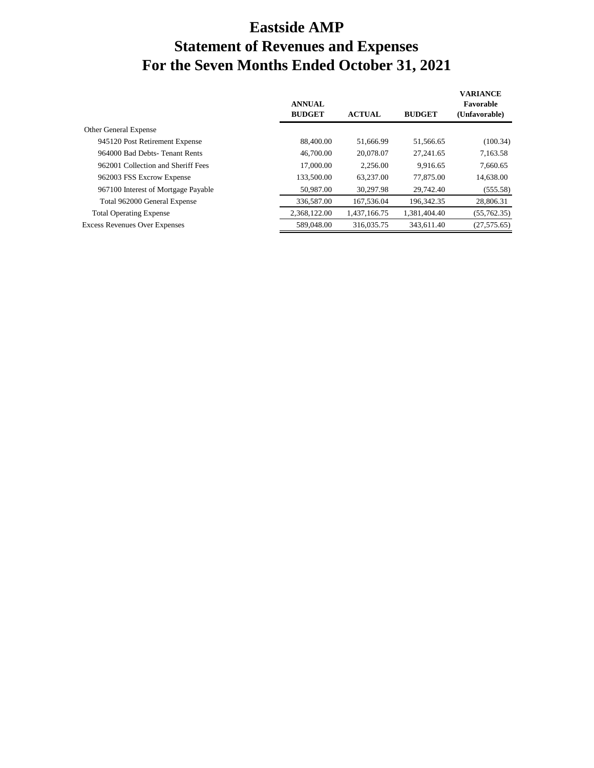# Eastside AMP
# Statement of Revenues and Expenses
# For the Seven Months Ended October 31, 2021

| | ANNUAL BUDGET | ACTUAL | BUDGET | VARIANCE Favorable (Unfavorable) |
|---|---|---|---|---|
| Other General Expense | | | | |
| 945120 Post Retirement Expense | 88,400.00 | 51,666.99 | 51,566.65 | (100.34) |
| 964000 Bad Debts- Tenant Rents | 46,700.00 | 20,078.07 | 27,241.65 | 7,163.58 |
| 962001 Collection and Sheriff Fees | 17,000.00 | 2,256.00 | 9,916.65 | 7,660.65 |
| 962003 FSS Excrow Expense | 133,500.00 | 63,237.00 | 77,875.00 | 14,638.00 |
| 967100 Interest of Mortgage Payable | 50,987.00 | 30,297.98 | 29,742.40 | (555.58) |
| Total 962000 General Expense | 336,587.00 | 167,536.04 | 196,342.35 | 28,806.31 |
| Total Operating Expense | 2,368,122.00 | 1,437,166.75 | 1,381,404.40 | (55,762.35) |
| Excess Revenues Over Expenses | 589,048.00 | 316,035.75 | 343,611.40 | (27,575.65) |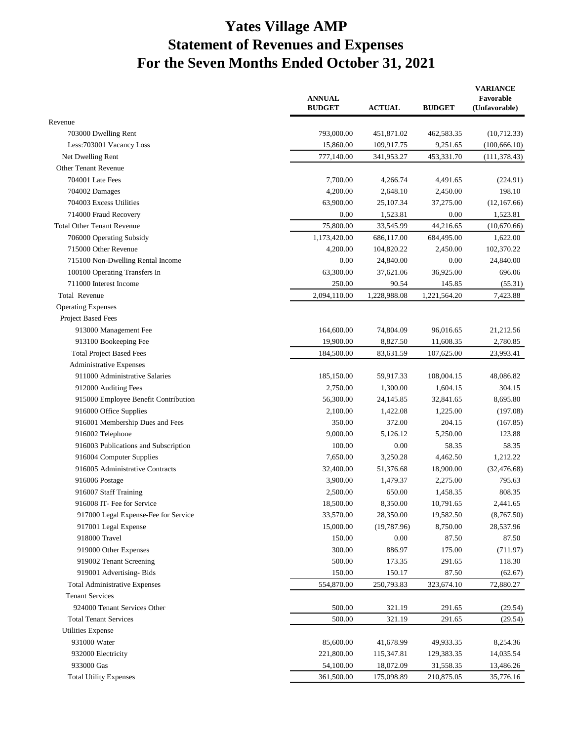# Yates Village AMP
# Statement of Revenues and Expenses
# For the Seven Months Ended October 31, 2021

| | ANNUAL BUDGET | ACTUAL | BUDGET | VARIANCE Favorable (Unfavorable) |
|---|---|---|---|---|
| Revenue | | | | |
| 703000 Dwelling Rent | 793,000.00 | 451,871.02 | 462,583.35 | (10,712.33) |
| Less:703001 Vacancy Loss | 15,860.00 | 109,917.75 | 9,251.65 | (100,666.10) |
| Net Dwelling Rent | 777,140.00 | 341,953.27 | 453,331.70 | (111,378.43) |
| Other Tenant Revenue | | | | |
| 704001 Late Fees | 7,700.00 | 4,266.74 | 4,491.65 | (224.91) |
| 704002 Damages | 4,200.00 | 2,648.10 | 2,450.00 | 198.10 |
| 704003 Excess Utilities | 63,900.00 | 25,107.34 | 37,275.00 | (12,167.66) |
| 714000 Fraud Recovery | 0.00 | 1,523.81 | 0.00 | 1,523.81 |
| Total Other Tenant Revenue | 75,800.00 | 33,545.99 | 44,216.65 | (10,670.66) |
| 706000 Operating Subsidy | 1,173,420.00 | 686,117.00 | 684,495.00 | 1,622.00 |
| 715000 Other Revenue | 4,200.00 | 104,820.22 | 2,450.00 | 102,370.22 |
| 715100 Non-Dwelling Rental Income | 0.00 | 24,840.00 | 0.00 | 24,840.00 |
| 100100 Operating Transfers In | 63,300.00 | 37,621.06 | 36,925.00 | 696.06 |
| 711000 Interest Income | 250.00 | 90.54 | 145.85 | (55.31) |
| Total Revenue | 2,094,110.00 | 1,228,988.08 | 1,221,564.20 | 7,423.88 |
| Operating Expenses | | | | |
| Project Based Fees | | | | |
| 913000 Management Fee | 164,600.00 | 74,804.09 | 96,016.65 | 21,212.56 |
| 913100 Bookeeping Fee | 19,900.00 | 8,827.50 | 11,608.35 | 2,780.85 |
| Total Project Based Fees | 184,500.00 | 83,631.59 | 107,625.00 | 23,993.41 |
| Administrative Expenses | | | | |
| 911000 Administrative Salaries | 185,150.00 | 59,917.33 | 108,004.15 | 48,086.82 |
| 912000 Auditing Fees | 2,750.00 | 1,300.00 | 1,604.15 | 304.15 |
| 915000 Employee Benefit Contribution | 56,300.00 | 24,145.85 | 32,841.65 | 8,695.80 |
| 916000 Office Supplies | 2,100.00 | 1,422.08 | 1,225.00 | (197.08) |
| 916001 Membership Dues and Fees | 350.00 | 372.00 | 204.15 | (167.85) |
| 916002 Telephone | 9,000.00 | 5,126.12 | 5,250.00 | 123.88 |
| 916003 Publications and Subscription | 100.00 | 0.00 | 58.35 | 58.35 |
| 916004 Computer Supplies | 7,650.00 | 3,250.28 | 4,462.50 | 1,212.22 |
| 916005 Administrative Contracts | 32,400.00 | 51,376.68 | 18,900.00 | (32,476.68) |
| 916006 Postage | 3,900.00 | 1,479.37 | 2,275.00 | 795.63 |
| 916007 Staff Training | 2,500.00 | 650.00 | 1,458.35 | 808.35 |
| 916008 IT- Fee for Service | 18,500.00 | 8,350.00 | 10,791.65 | 2,441.65 |
| 917000 Legal Expense-Fee for Service | 33,570.00 | 28,350.00 | 19,582.50 | (8,767.50) |
| 917001 Legal Expense | 15,000.00 | (19,787.96) | 8,750.00 | 28,537.96 |
| 918000 Travel | 150.00 | 0.00 | 87.50 | 87.50 |
| 919000 Other Expenses | 300.00 | 886.97 | 175.00 | (711.97) |
| 919002 Tenant Screening | 500.00 | 173.35 | 291.65 | 118.30 |
| 919001 Advertising- Bids | 150.00 | 150.17 | 87.50 | (62.67) |
| Total Administrative Expenses | 554,870.00 | 250,793.83 | 323,674.10 | 72,880.27 |
| Tenant Services | | | | |
| 924000 Tenant Services Other | 500.00 | 321.19 | 291.65 | (29.54) |
| Total Tenant Services | 500.00 | 321.19 | 291.65 | (29.54) |
| Utilities Expense | | | | |
| 931000 Water | 85,600.00 | 41,678.99 | 49,933.35 | 8,254.36 |
| 932000 Electricity | 221,800.00 | 115,347.81 | 129,383.35 | 14,035.54 |
| 933000 Gas | 54,100.00 | 18,072.09 | 31,558.35 | 13,486.26 |
| Total Utility Expenses | 361,500.00 | 175,098.89 | 210,875.05 | 35,776.16 |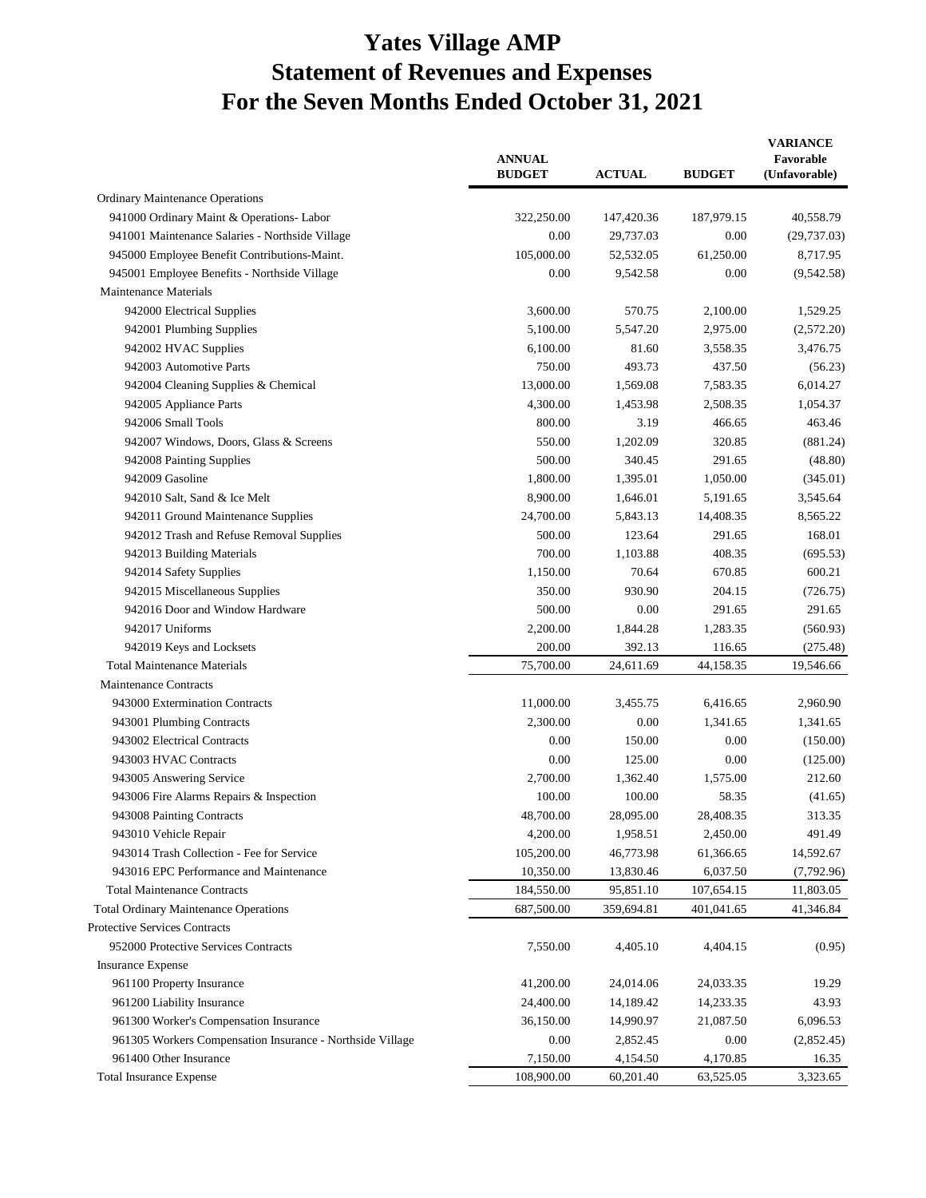# Yates Village AMP
# Statement of Revenues and Expenses
# For the Seven Months Ended October 31, 2021

| | ANNUAL BUDGET | ACTUAL | BUDGET | VARIANCE Favorable (Unfavorable) |
|---|---|---|---|---|
| Ordinary Maintenance Operations | | | | |
| 941000 Ordinary Maint & Operations- Labor | 322,250.00 | 147,420.36 | 187,979.15 | 40,558.79 |
| 941001 Maintenance Salaries - Northside Village | 0.00 | 29,737.03 | 0.00 | (29,737.03) |
| 945000 Employee Benefit Contributions-Maint. | 105,000.00 | 52,532.05 | 61,250.00 | 8,717.95 |
| 945001 Employee Benefits - Northside Village | 0.00 | 9,542.58 | 0.00 | (9,542.58) |
| Maintenance Materials | | | | |
| 942000 Electrical Supplies | 3,600.00 | 570.75 | 2,100.00 | 1,529.25 |
| 942001 Plumbing Supplies | 5,100.00 | 5,547.20 | 2,975.00 | (2,572.20) |
| 942002 HVAC Supplies | 6,100.00 | 81.60 | 3,558.35 | 3,476.75 |
| 942003 Automotive Parts | 750.00 | 493.73 | 437.50 | (56.23) |
| 942004 Cleaning Supplies & Chemical | 13,000.00 | 1,569.08 | 7,583.35 | 6,014.27 |
| 942005 Appliance Parts | 4,300.00 | 1,453.98 | 2,508.35 | 1,054.37 |
| 942006 Small Tools | 800.00 | 3.19 | 466.65 | 463.46 |
| 942007 Windows, Doors, Glass & Screens | 550.00 | 1,202.09 | 320.85 | (881.24) |
| 942008 Painting Supplies | 500.00 | 340.45 | 291.65 | (48.80) |
| 942009 Gasoline | 1,800.00 | 1,395.01 | 1,050.00 | (345.01) |
| 942010 Salt, Sand & Ice Melt | 8,900.00 | 1,646.01 | 5,191.65 | 3,545.64 |
| 942011 Ground Maintenance Supplies | 24,700.00 | 5,843.13 | 14,408.35 | 8,565.22 |
| 942012 Trash and Refuse Removal Supplies | 500.00 | 123.64 | 291.65 | 168.01 |
| 942013 Building Materials | 700.00 | 1,103.88 | 408.35 | (695.53) |
| 942014 Safety Supplies | 1,150.00 | 70.64 | 670.85 | 600.21 |
| 942015 Miscellaneous Supplies | 350.00 | 930.90 | 204.15 | (726.75) |
| 942016 Door and Window Hardware | 500.00 | 0.00 | 291.65 | 291.65 |
| 942017 Uniforms | 2,200.00 | 1,844.28 | 1,283.35 | (560.93) |
| 942019 Keys and Locksets | 200.00 | 392.13 | 116.65 | (275.48) |
| Total Maintenance Materials | 75,700.00 | 24,611.69 | 44,158.35 | 19,546.66 |
| Maintenance Contracts | | | | |
| 943000 Extermination Contracts | 11,000.00 | 3,455.75 | 6,416.65 | 2,960.90 |
| 943001 Plumbing Contracts | 2,300.00 | 0.00 | 1,341.65 | 1,341.65 |
| 943002 Electrical Contracts | 0.00 | 150.00 | 0.00 | (150.00) |
| 943003 HVAC Contracts | 0.00 | 125.00 | 0.00 | (125.00) |
| 943005 Answering Service | 2,700.00 | 1,362.40 | 1,575.00 | 212.60 |
| 943006 Fire Alarms Repairs & Inspection | 100.00 | 100.00 | 58.35 | (41.65) |
| 943008 Painting Contracts | 48,700.00 | 28,095.00 | 28,408.35 | 313.35 |
| 943010 Vehicle Repair | 4,200.00 | 1,958.51 | 2,450.00 | 491.49 |
| 943014 Trash Collection - Fee for Service | 105,200.00 | 46,773.98 | 61,366.65 | 14,592.67 |
| 943016 EPC Performance and Maintenance | 10,350.00 | 13,830.46 | 6,037.50 | (7,792.96) |
| Total Maintenance Contracts | 184,550.00 | 95,851.10 | 107,654.15 | 11,803.05 |
| Total Ordinary Maintenance Operations | 687,500.00 | 359,694.81 | 401,041.65 | 41,346.84 |
| Protective Services Contracts | | | | |
| 952000 Protective Services Contracts | 7,550.00 | 4,405.10 | 4,404.15 | (0.95) |
| Insurance Expense | | | | |
| 961100 Property Insurance | 41,200.00 | 24,014.06 | 24,033.35 | 19.29 |
| 961200 Liability Insurance | 24,400.00 | 14,189.42 | 14,233.35 | 43.93 |
| 961300 Worker's Compensation Insurance | 36,150.00 | 14,990.97 | 21,087.50 | 6,096.53 |
| 961305 Workers Compensation Insurance - Northside Village | 0.00 | 2,852.45 | 0.00 | (2,852.45) |
| 961400 Other Insurance | 7,150.00 | 4,154.50 | 4,170.85 | 16.35 |
| Total Insurance Expense | 108,900.00 | 60,201.40 | 63,525.05 | 3,323.65 |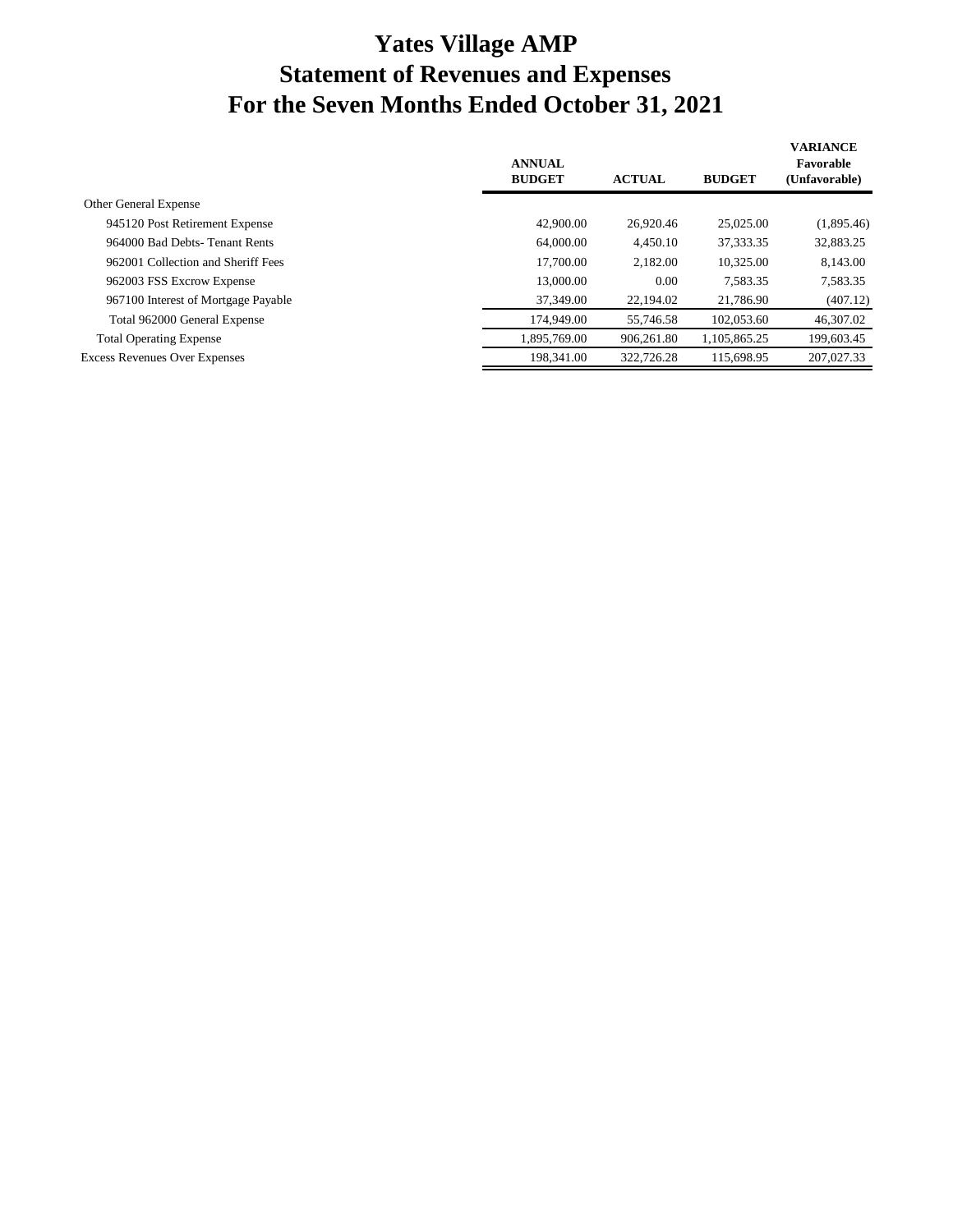# Yates Village AMP
# Statement of Revenues and Expenses
# For the Seven Months Ended October 31, 2021

| | ANNUAL BUDGET | ACTUAL | BUDGET | VARIANCE Favorable (Unfavorable) |
|---|---|---|---|---|
| Other General Expense | | | | |
| 945120 Post Retirement Expense | 42,900.00 | 26,920.46 | 25,025.00 | (1,895.46) |
| 964000 Bad Debts- Tenant Rents | 64,000.00 | 4,450.10 | 37,333.35 | 32,883.25 |
| 962001 Collection and Sheriff Fees | 17,700.00 | 2,182.00 | 10,325.00 | 8,143.00 |
| 962003 FSS Excrow Expense | 13,000.00 | 0.00 | 7,583.35 | 7,583.35 |
| 967100 Interest of Mortgage Payable | 37,349.00 | 22,194.02 | 21,786.90 | (407.12) |
| Total 962000 General Expense | 174,949.00 | 55,746.58 | 102,053.60 | 46,307.02 |
| Total Operating Expense | 1,895,769.00 | 906,261.80 | 1,105,865.25 | 199,603.45 |
| Excess Revenues Over Expenses | 198,341.00 | 322,726.28 | 115,698.95 | 207,027.33 |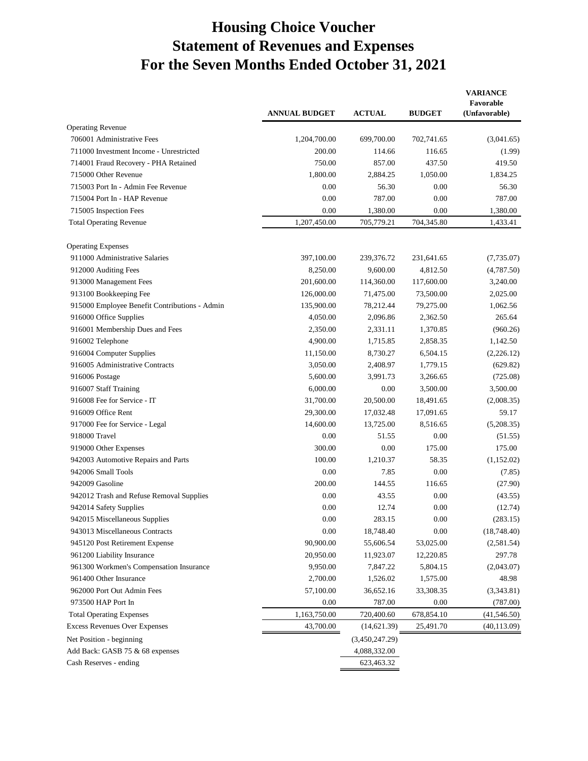# Housing Choice Voucher
# Statement of Revenues and Expenses
# For the Seven Months Ended October 31, 2021

| | ANNUAL BUDGET | ACTUAL | BUDGET | VARIANCE Favorable (Unfavorable) |
|---|---|---|---|---|
| Operating Revenue | | | | |
| 706001 Administrative Fees | 1,204,700.00 | 699,700.00 | 702,741.65 | (3,041.65) |
| 711000 Investment Income - Unrestricted | 200.00 | 114.66 | 116.65 | (1.99) |
| 714001 Fraud Recovery - PHA Retained | 750.00 | 857.00 | 437.50 | 419.50 |
| 715000 Other Revenue | 1,800.00 | 2,884.25 | 1,050.00 | 1,834.25 |
| 715003 Port In - Admin Fee Revenue | 0.00 | 56.30 | 0.00 | 56.30 |
| 715004 Port In - HAP Revenue | 0.00 | 787.00 | 0.00 | 787.00 |
| 715005 Inspection Fees | 0.00 | 1,380.00 | 0.00 | 1,380.00 |
| Total Operating Revenue | 1,207,450.00 | 705,779.21 | 704,345.80 | 1,433.41 |
| | | | | |
| Operating Expenses | | | | |
| 911000 Administrative Salaries | 397,100.00 | 239,376.72 | 231,641.65 | (7,735.07) |
| 912000 Auditing Fees | 8,250.00 | 9,600.00 | 4,812.50 | (4,787.50) |
| 913000 Management Fees | 201,600.00 | 114,360.00 | 117,600.00 | 3,240.00 |
| 913100 Bookkeeping Fee | 126,000.00 | 71,475.00 | 73,500.00 | 2,025.00 |
| 915000 Employee Benefit Contributions - Admin | 135,900.00 | 78,212.44 | 79,275.00 | 1,062.56 |
| 916000 Office Supplies | 4,050.00 | 2,096.86 | 2,362.50 | 265.64 |
| 916001 Membership Dues and Fees | 2,350.00 | 2,331.11 | 1,370.85 | (960.26) |
| 916002 Telephone | 4,900.00 | 1,715.85 | 2,858.35 | 1,142.50 |
| 916004 Computer Supplies | 11,150.00 | 8,730.27 | 6,504.15 | (2,226.12) |
| 916005 Administrative Contracts | 3,050.00 | 2,408.97 | 1,779.15 | (629.82) |
| 916006 Postage | 5,600.00 | 3,991.73 | 3,266.65 | (725.08) |
| 916007 Staff Training | 6,000.00 | 0.00 | 3,500.00 | 3,500.00 |
| 916008 Fee for Service - IT | 31,700.00 | 20,500.00 | 18,491.65 | (2,008.35) |
| 916009 Office Rent | 29,300.00 | 17,032.48 | 17,091.65 | 59.17 |
| 917000 Fee for Service - Legal | 14,600.00 | 13,725.00 | 8,516.65 | (5,208.35) |
| 918000 Travel | 0.00 | 51.55 | 0.00 | (51.55) |
| 919000 Other Expenses | 300.00 | 0.00 | 175.00 | 175.00 |
| 942003 Automotive Repairs and Parts | 100.00 | 1,210.37 | 58.35 | (1,152.02) |
| 942006 Small Tools | 0.00 | 7.85 | 0.00 | (7.85) |
| 942009 Gasoline | 200.00 | 144.55 | 116.65 | (27.90) |
| 942012 Trash and Refuse Removal Supplies | 0.00 | 43.55 | 0.00 | (43.55) |
| 942014 Safety Supplies | 0.00 | 12.74 | 0.00 | (12.74) |
| 942015 Miscellaneous Supplies | 0.00 | 283.15 | 0.00 | (283.15) |
| 943013 Miscellaneous Contracts | 0.00 | 18,748.40 | 0.00 | (18,748.40) |
| 945120 Post Retirement Expense | 90,900.00 | 55,606.54 | 53,025.00 | (2,581.54) |
| 961200 Liability Insurance | 20,950.00 | 11,923.07 | 12,220.85 | 297.78 |
| 961300 Workmen's Compensation Insurance | 9,950.00 | 7,847.22 | 5,804.15 | (2,043.07) |
| 961400 Other Insurance | 2,700.00 | 1,526.02 | 1,575.00 | 48.98 |
| 962000 Port Out Admin Fees | 57,100.00 | 36,652.16 | 33,308.35 | (3,343.81) |
| 973500 HAP Port In | 0.00 | 787.00 | 0.00 | (787.00) |
| Total Operating Expenses | 1,163,750.00 | 720,400.60 | 678,854.10 | (41,546.50) |
| Excess Revenues Over Expenses | 43,700.00 | (14,621.39) | 25,491.70 | (40,113.09) |
| Net Position - beginning | | (3,450,247.29) | | |
| Add Back: GASB 75 & 68 expenses | | 4,088,332.00 | | |
| Cash Reserves - ending | | 623,463.32 | | |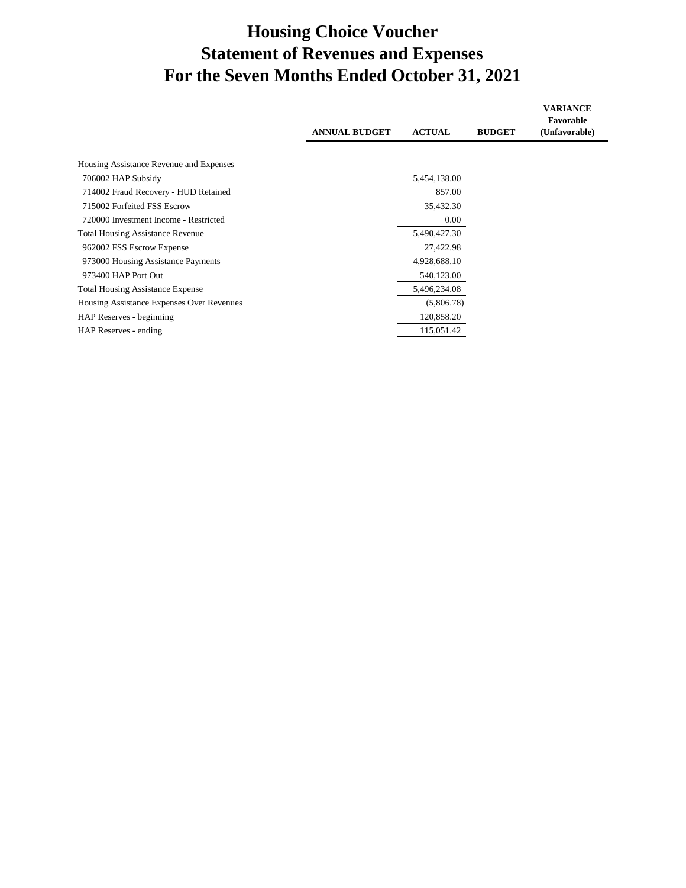# Housing Choice Voucher
# Statement of Revenues and Expenses
# For the Seven Months Ended October 31, 2021

| | ANNUAL BUDGET | ACTUAL | BUDGET | VARIANCE Favorable (Unfavorable) |
|---|---|---|---|---|
| Housing Assistance Revenue and Expenses | | | | |
| 706002 HAP Subsidy | | 5,454,138.00 | | |
| 714002 Fraud Recovery - HUD Retained | | 857.00 | | |
| 715002 Forfeited FSS Escrow | | 35,432.30 | | |
| 720000 Investment Income - Restricted | | 0.00 | | |
| Total Housing Assistance Revenue | | 5,490,427.30 | | |
| 962002 FSS Escrow Expense | | 27,422.98 | | |
| 973000 Housing Assistance Payments | | 4,928,688.10 | | |
| 973400 HAP Port Out | | 540,123.00 | | |
| Total Housing Assistance Expense | | 5,496,234.08 | | |
| Housing Assistance Expenses Over Revenues | | (5,806.78) | | |
| HAP Reserves - beginning | | 120,858.20 | | |
| HAP Reserves - ending | | 115,051.42 | | |